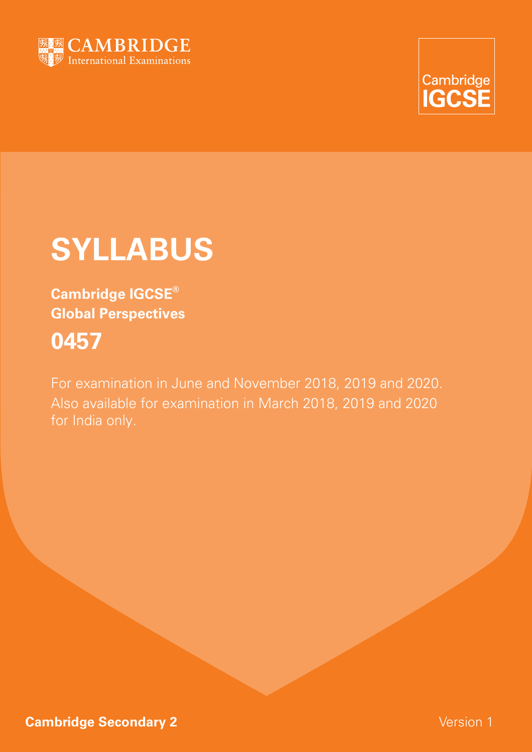CAMBRIDGE
International Examinations

Cambridge
IGCSE

# SYLLABUS

**Cambridge IGCSE®**
**Global Perspectives**

## 0457

For examination in June and November 2018, 2019 and 2020.
Also available for examination in March 2018, 2019 and 2020 for India only.

**Cambridge Secondary 2**

Version 1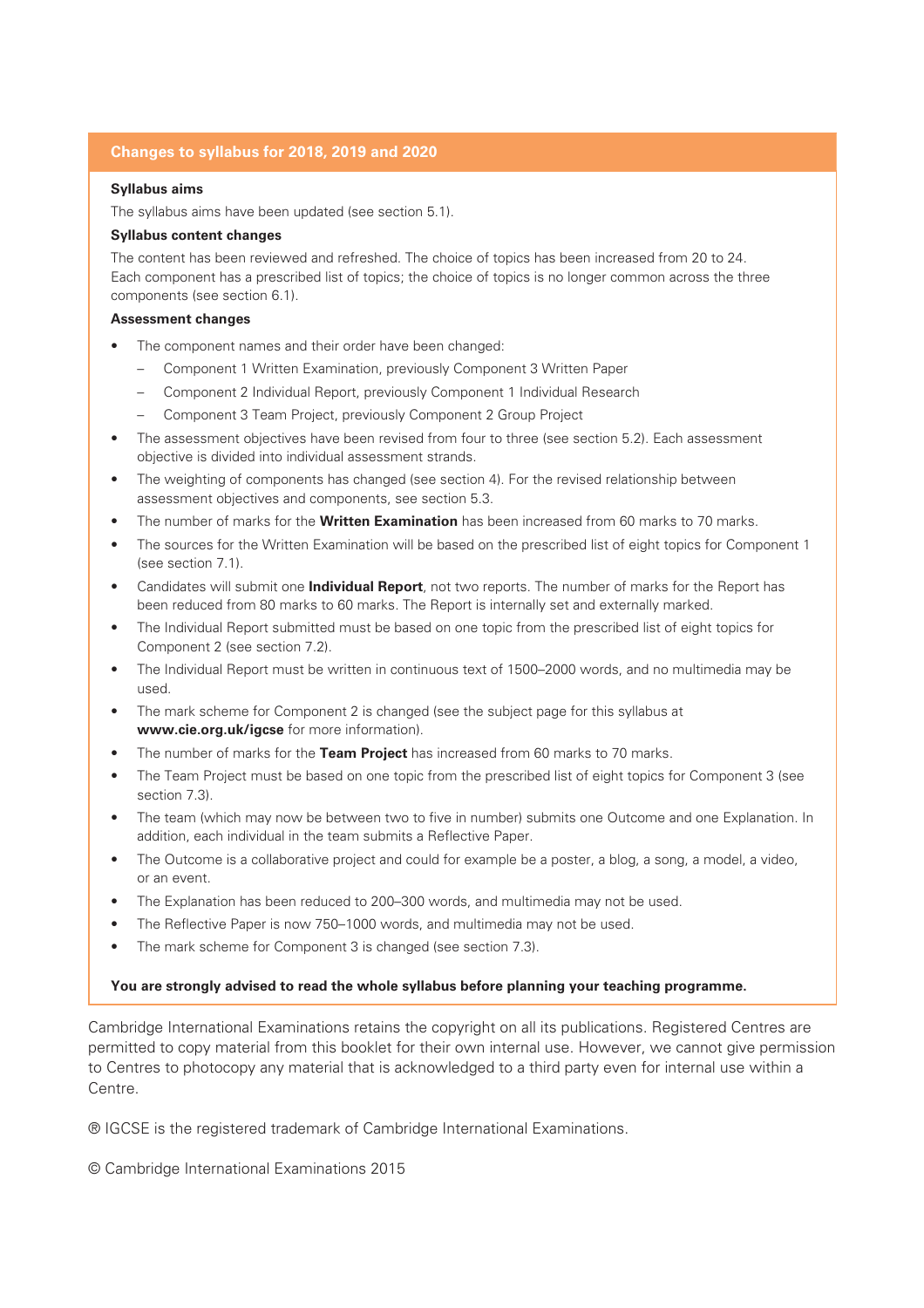## Changes to syllabus for 2018, 2019 and 2020

**Syllabus aims**

The syllabus aims have been updated (see section 5.1).

**Syllabus content changes**

The content has been reviewed and refreshed. The choice of topics has been increased from 20 to 24. Each component has a prescribed list of topics; the choice of topics is no longer common across the three components (see section 6.1).

**Assessment changes**

- The component names and their order have been changed:
  - Component 1 Written Examination, previously Component 3 Written Paper
  - Component 2 Individual Report, previously Component 1 Individual Research
  - Component 3 Team Project, previously Component 2 Group Project
- The assessment objectives have been revised from four to three (see section 5.2). Each assessment objective is divided into individual assessment strands.
- The weighting of components has changed (see section 4). For the revised relationship between assessment objectives and components, see section 5.3.
- The number of marks for the **Written Examination** has been increased from 60 marks to 70 marks.
- The sources for the Written Examination will be based on the prescribed list of eight topics for Component 1 (see section 7.1).
- Candidates will submit one **Individual Report**, not two reports. The number of marks for the Report has been reduced from 80 marks to 60 marks. The Report is internally set and externally marked.
- The Individual Report submitted must be based on one topic from the prescribed list of eight topics for Component 2 (see section 7.2).
- The Individual Report must be written in continuous text of 1500–2000 words, and no multimedia may be used.
- The mark scheme for Component 2 is changed (see the subject page for this syllabus at **www.cie.org.uk/igcse** for more information).
- The number of marks for the **Team Project** has increased from 60 marks to 70 marks.
- The Team Project must be based on one topic from the prescribed list of eight topics for Component 3 (see section 7.3).
- The team (which may now be between two to five in number) submits one Outcome and one Explanation. In addition, each individual in the team submits a Reflective Paper.
- The Outcome is a collaborative project and could for example be a poster, a blog, a song, a model, a video, or an event.
- The Explanation has been reduced to 200–300 words, and multimedia may not be used.
- The Reflective Paper is now 750–1000 words, and multimedia may not be used.
- The mark scheme for Component 3 is changed (see section 7.3).

**You are strongly advised to read the whole syllabus before planning your teaching programme.**

Cambridge International Examinations retains the copyright on all its publications. Registered Centres are permitted to copy material from this booklet for their own internal use. However, we cannot give permission to Centres to photocopy any material that is acknowledged to a third party even for internal use within a Centre.

® IGCSE is the registered trademark of Cambridge International Examinations.

© Cambridge International Examinations 2015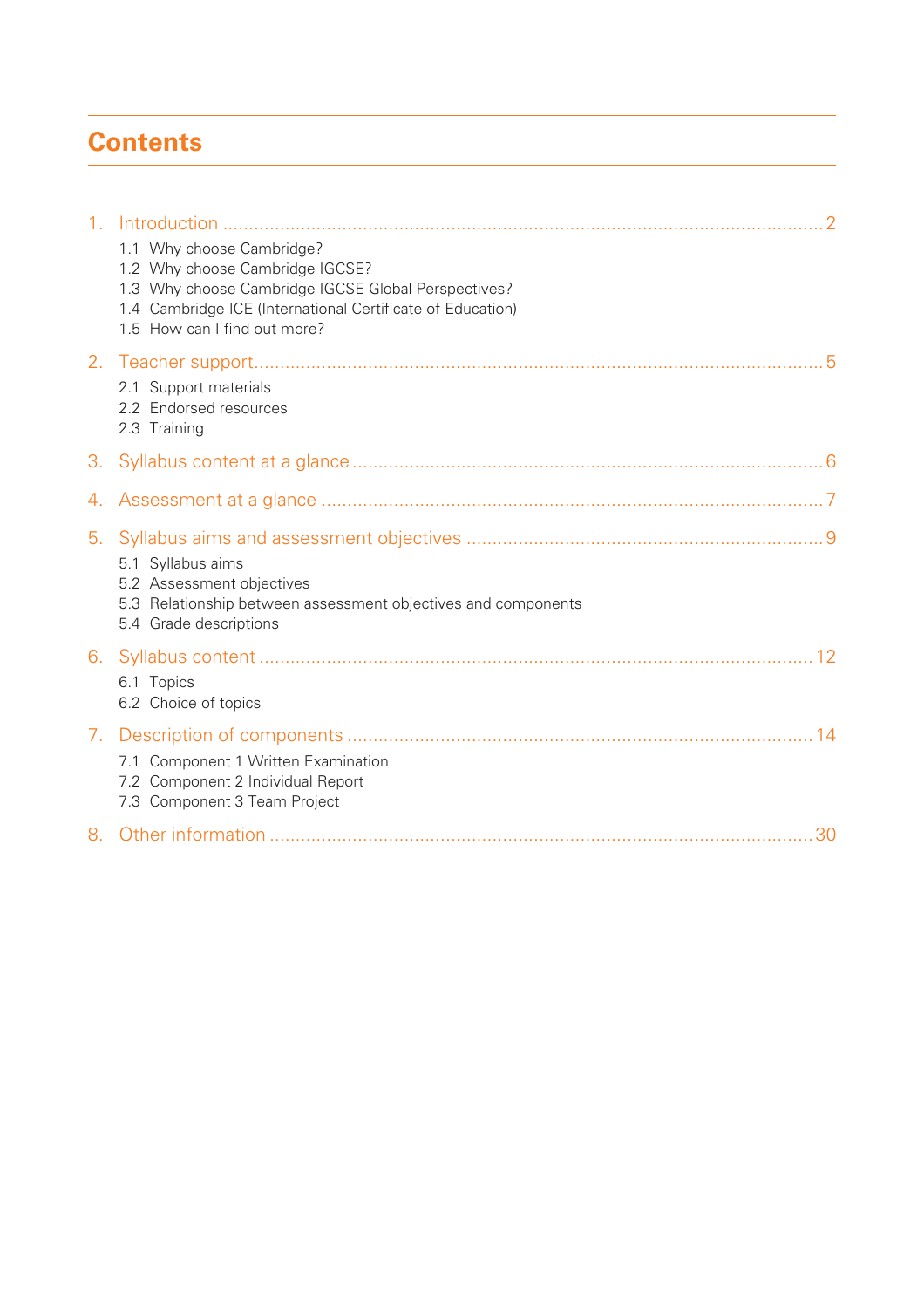# Contents

1. Introduction .......... 2
   - 1.1 Why choose Cambridge?
   - 1.2 Why choose Cambridge IGCSE?
   - 1.3 Why choose Cambridge IGCSE Global Perspectives?
   - 1.4 Cambridge ICE (International Certificate of Education)
   - 1.5 How can I find out more?
2. Teacher support .......... 5
   - 2.1 Support materials
   - 2.2 Endorsed resources
   - 2.3 Training
3. Syllabus content at a glance .......... 6
4. Assessment at a glance .......... 7
5. Syllabus aims and assessment objectives .......... 9
   - 5.1 Syllabus aims
   - 5.2 Assessment objectives
   - 5.3 Relationship between assessment objectives and components
   - 5.4 Grade descriptions
6. Syllabus content .......... 12
   - 6.1 Topics
   - 6.2 Choice of topics
7. Description of components .......... 14
   - 7.1 Component 1 Written Examination
   - 7.2 Component 2 Individual Report
   - 7.3 Component 3 Team Project
8. Other information .......... 30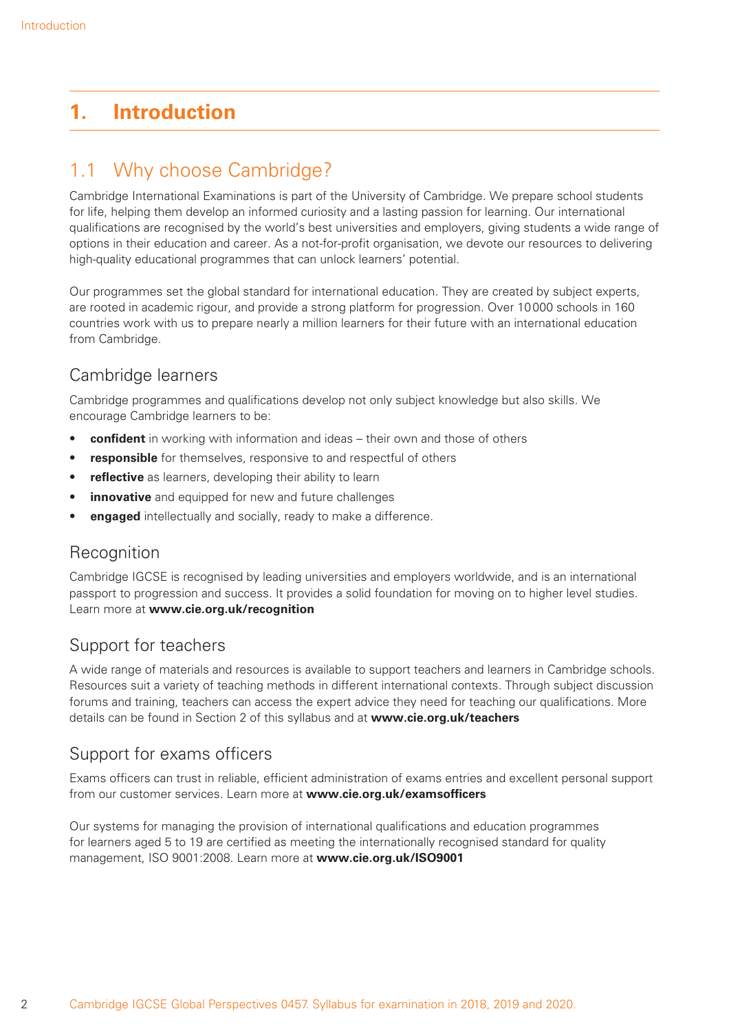# 1. Introduction

## 1.1 Why choose Cambridge?

Cambridge International Examinations is part of the University of Cambridge. We prepare school students for life, helping them develop an informed curiosity and a lasting passion for learning. Our international qualifications are recognised by the world's best universities and employers, giving students a wide range of options in their education and career. As a not-for-profit organisation, we devote our resources to delivering high-quality educational programmes that can unlock learners' potential.

Our programmes set the global standard for international education. They are created by subject experts, are rooted in academic rigour, and provide a strong platform for progression. Over 10000 schools in 160 countries work with us to prepare nearly a million learners for their future with an international education from Cambridge.

### Cambridge learners

Cambridge programmes and qualifications develop not only subject knowledge but also skills. We encourage Cambridge learners to be:

- **confident** in working with information and ideas – their own and those of others
- **responsible** for themselves, responsive to and respectful of others
- **reflective** as learners, developing their ability to learn
- **innovative** and equipped for new and future challenges
- **engaged** intellectually and socially, ready to make a difference.

### Recognition

Cambridge IGCSE is recognised by leading universities and employers worldwide, and is an international passport to progression and success. It provides a solid foundation for moving on to higher level studies. Learn more at **www.cie.org.uk/recognition**

### Support for teachers

A wide range of materials and resources is available to support teachers and learners in Cambridge schools. Resources suit a variety of teaching methods in different international contexts. Through subject discussion forums and training, teachers can access the expert advice they need for teaching our qualifications. More details can be found in Section 2 of this syllabus and at **www.cie.org.uk/teachers**

### Support for exams officers

Exams officers can trust in reliable, efficient administration of exams entries and excellent personal support from our customer services. Learn more at **www.cie.org.uk/examsofficers**

Our systems for managing the provision of international qualifications and education programmes for learners aged 5 to 19 are certified as meeting the internationally recognised standard for quality management, ISO 9001:2008. Learn more at **www.cie.org.uk/ISO9001**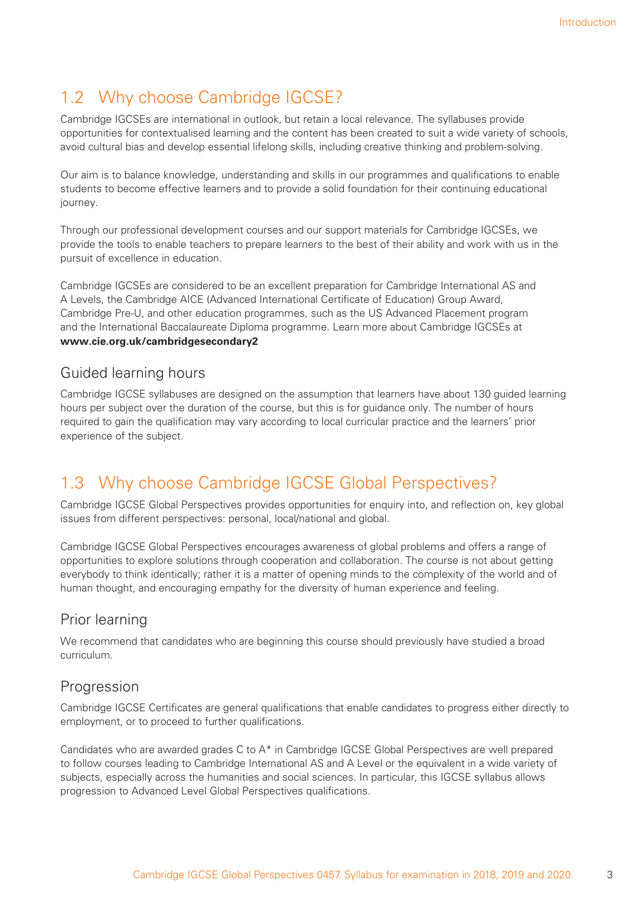## 1.2 Why choose Cambridge IGCSE?

Cambridge IGCSEs are international in outlook, but retain a local relevance. The syllabuses provide opportunities for contextualised learning and the content has been created to suit a wide variety of schools, avoid cultural bias and develop essential lifelong skills, including creative thinking and problem-solving.

Our aim is to balance knowledge, understanding and skills in our programmes and qualifications to enable students to become effective learners and to provide a solid foundation for their continuing educational journey.

Through our professional development courses and our support materials for Cambridge IGCSEs, we provide the tools to enable teachers to prepare learners to the best of their ability and work with us in the pursuit of excellence in education.

Cambridge IGCSEs are considered to be an excellent preparation for Cambridge International AS and A Levels, the Cambridge AICE (Advanced International Certificate of Education) Group Award, Cambridge Pre-U, and other education programmes, such as the US Advanced Placement program and the International Baccalaureate Diploma programme. Learn more about Cambridge IGCSEs at **www.cie.org.uk/cambridgesecondary2**

### Guided learning hours

Cambridge IGCSE syllabuses are designed on the assumption that learners have about 130 guided learning hours per subject over the duration of the course, but this is for guidance only. The number of hours required to gain the qualification may vary according to local curricular practice and the learners' prior experience of the subject.

## 1.3 Why choose Cambridge IGCSE Global Perspectives?

Cambridge IGCSE Global Perspectives provides opportunities for enquiry into, and reflection on, key global issues from different perspectives: personal, local/national and global.

Cambridge IGCSE Global Perspectives encourages awareness of global problems and offers a range of opportunities to explore solutions through cooperation and collaboration. The course is not about getting everybody to think identically; rather it is a matter of opening minds to the complexity of the world and of human thought, and encouraging empathy for the diversity of human experience and feeling.

### Prior learning

We recommend that candidates who are beginning this course should previously have studied a broad curriculum.

### Progression

Cambridge IGCSE Certificates are general qualifications that enable candidates to progress either directly to employment, or to proceed to further qualifications.

Candidates who are awarded grades C to A* in Cambridge IGCSE Global Perspectives are well prepared to follow courses leading to Cambridge International AS and A Level or the equivalent in a wide variety of subjects, especially across the humanities and social sciences. In particular, this IGCSE syllabus allows progression to Advanced Level Global Perspectives qualifications.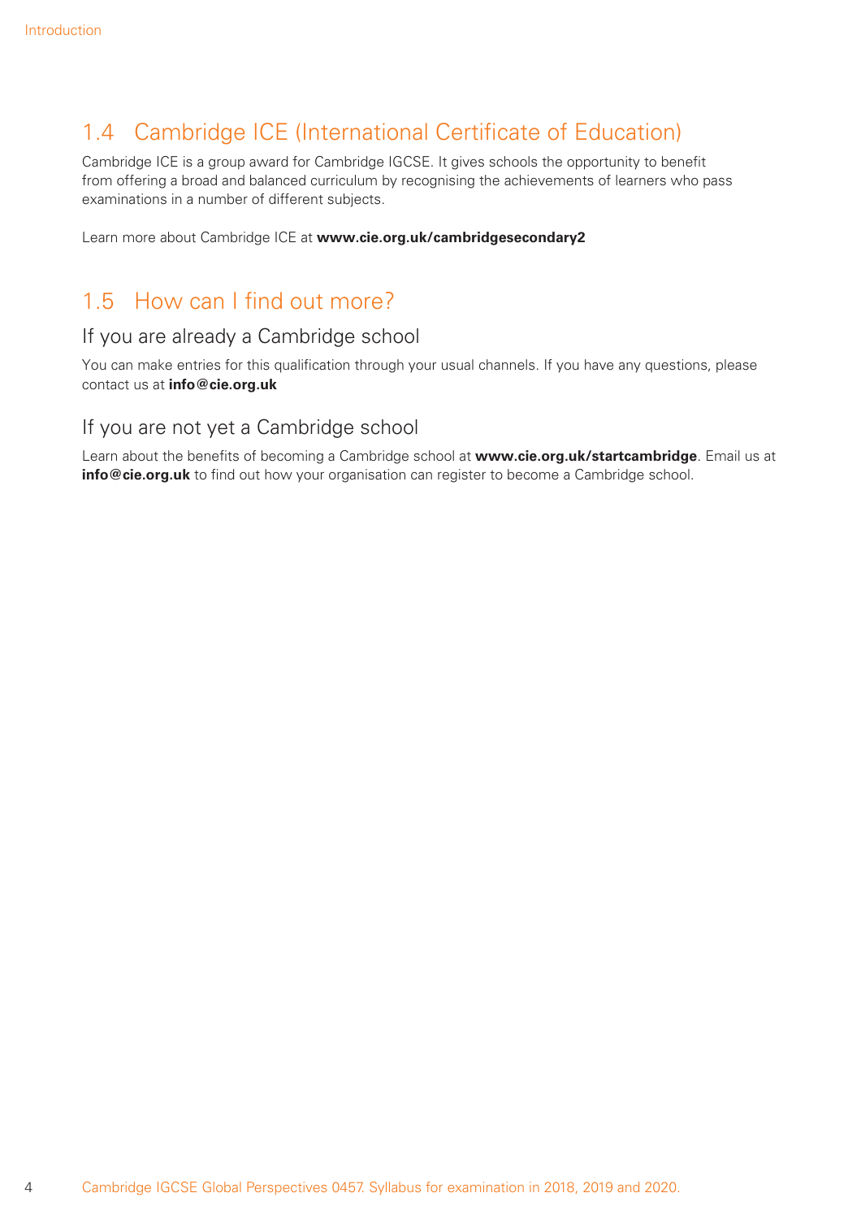## 1.4 Cambridge ICE (International Certificate of Education)

Cambridge ICE is a group award for Cambridge IGCSE. It gives schools the opportunity to benefit from offering a broad and balanced curriculum by recognising the achievements of learners who pass examinations in a number of different subjects.

Learn more about Cambridge ICE at **www.cie.org.uk/cambridgesecondary2**

## 1.5 How can I find out more?

### If you are already a Cambridge school

You can make entries for this qualification through your usual channels. If you have any questions, please contact us at **info@cie.org.uk**

### If you are not yet a Cambridge school

Learn about the benefits of becoming a Cambridge school at **www.cie.org.uk/startcambridge**. Email us at **info@cie.org.uk** to find out how your organisation can register to become a Cambridge school.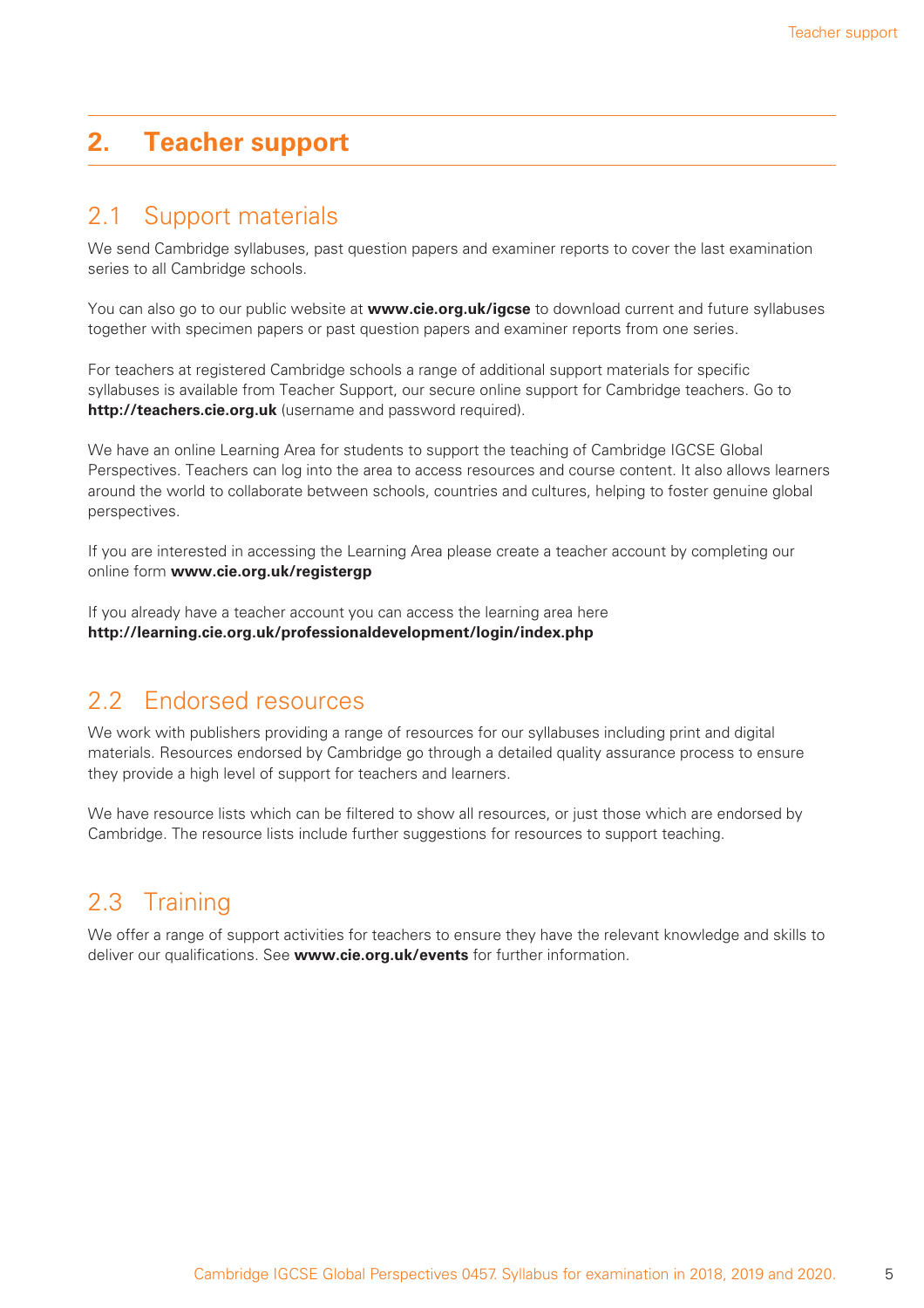# 2. Teacher support

## 2.1 Support materials

We send Cambridge syllabuses, past question papers and examiner reports to cover the last examination series to all Cambridge schools.

You can also go to our public website at **www.cie.org.uk/igcse** to download current and future syllabuses together with specimen papers or past question papers and examiner reports from one series.

For teachers at registered Cambridge schools a range of additional support materials for specific syllabuses is available from Teacher Support, our secure online support for Cambridge teachers. Go to **http://teachers.cie.org.uk** (username and password required).

We have an online Learning Area for students to support the teaching of Cambridge IGCSE Global Perspectives. Teachers can log into the area to access resources and course content. It also allows learners around the world to collaborate between schools, countries and cultures, helping to foster genuine global perspectives.

If you are interested in accessing the Learning Area please create a teacher account by completing our online form **www.cie.org.uk/registergp**

If you already have a teacher account you can access the learning area here **http://learning.cie.org.uk/professionaldevelopment/login/index.php**

## 2.2 Endorsed resources

We work with publishers providing a range of resources for our syllabuses including print and digital materials. Resources endorsed by Cambridge go through a detailed quality assurance process to ensure they provide a high level of support for teachers and learners.

We have resource lists which can be filtered to show all resources, or just those which are endorsed by Cambridge. The resource lists include further suggestions for resources to support teaching.

## 2.3 Training

We offer a range of support activities for teachers to ensure they have the relevant knowledge and skills to deliver our qualifications. See **www.cie.org.uk/events** for further information.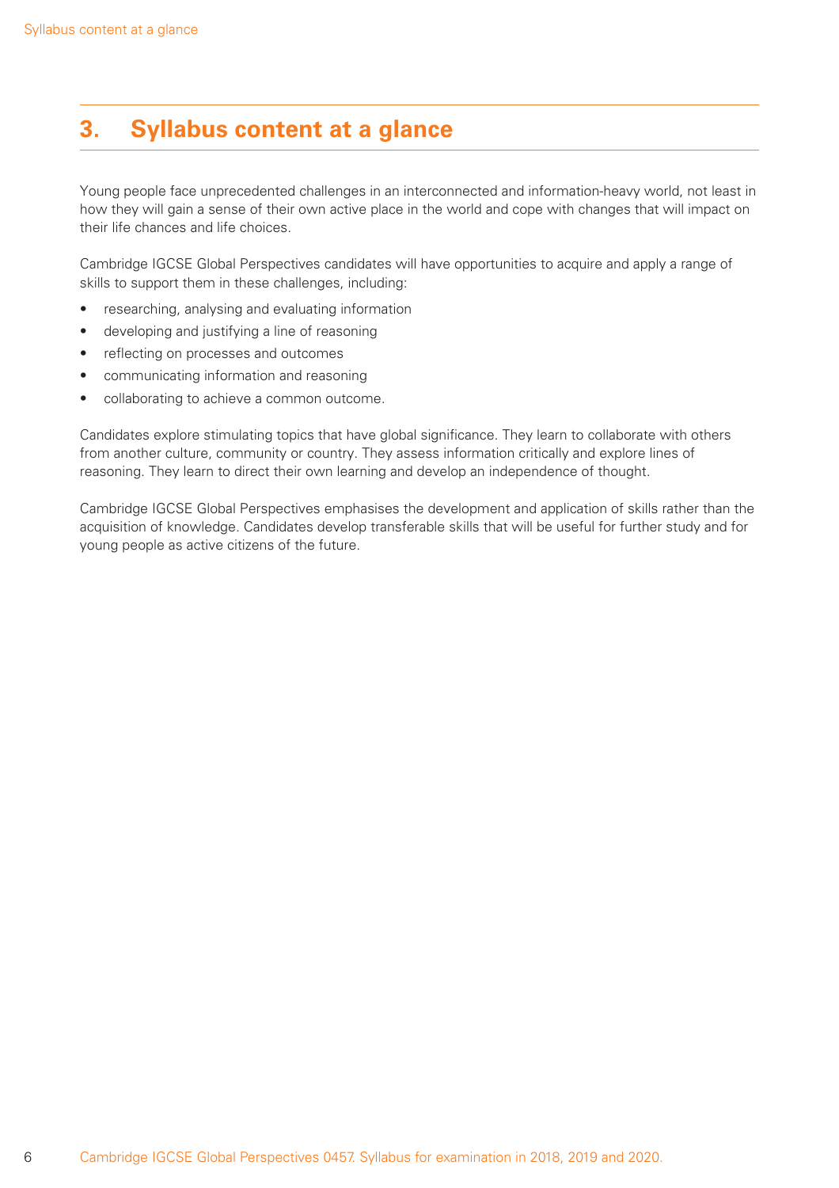# 3. Syllabus content at a glance

Young people face unprecedented challenges in an interconnected and information-heavy world, not least in how they will gain a sense of their own active place in the world and cope with changes that will impact on their life chances and life choices.

Cambridge IGCSE Global Perspectives candidates will have opportunities to acquire and apply a range of skills to support them in these challenges, including:

- researching, analysing and evaluating information
- developing and justifying a line of reasoning
- reflecting on processes and outcomes
- communicating information and reasoning
- collaborating to achieve a common outcome.

Candidates explore stimulating topics that have global significance. They learn to collaborate with others from another culture, community or country. They assess information critically and explore lines of reasoning. They learn to direct their own learning and develop an independence of thought.

Cambridge IGCSE Global Perspectives emphasises the development and application of skills rather than the acquisition of knowledge. Candidates develop transferable skills that will be useful for further study and for young people as active citizens of the future.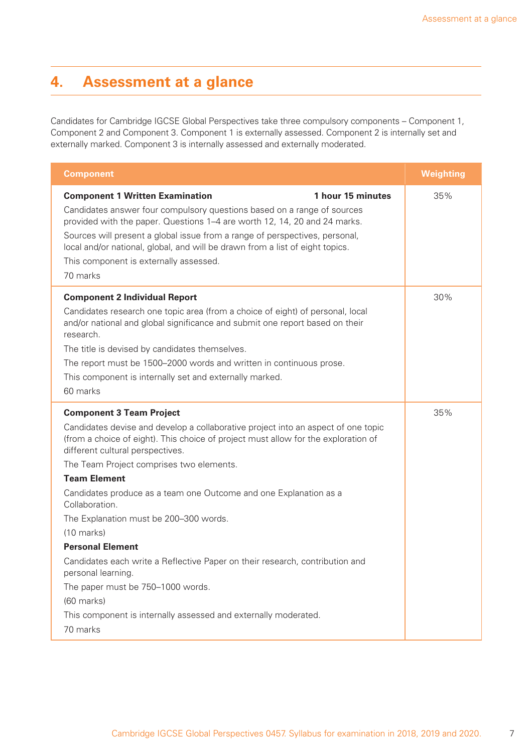# 4. Assessment at a glance

Candidates for Cambridge IGCSE Global Perspectives take three compulsory components – Component 1, Component 2 and Component 3. Component 1 is externally assessed. Component 2 is internally set and externally marked. Component 3 is internally assessed and externally moderated.

| Component | Weighting |
|---|---|
| **Component 1 Written Examination** **1 hour 15 minutes**<br>Candidates answer four compulsory questions based on a range of sources provided with the paper. Questions 1–4 are worth 12, 14, 20 and 24 marks.<br>Sources will present a global issue from a range of perspectives, personal, local and/or national, global, and will be drawn from a list of eight topics.<br>This component is externally assessed.<br>70 marks | 35% |
| **Component 2 Individual Report**<br>Candidates research one topic area (from a choice of eight) of personal, local and/or national and global significance and submit one report based on their research.<br>The title is devised by candidates themselves.<br>The report must be 1500–2000 words and written in continuous prose.<br>This component is internally set and externally marked.<br>60 marks | 30% |
| **Component 3 Team Project**<br>Candidates devise and develop a collaborative project into an aspect of one topic (from a choice of eight). This choice of project must allow for the exploration of different cultural perspectives.<br>The Team Project comprises two elements.<br>**Team Element**<br>Candidates produce as a team one Outcome and one Explanation as a Collaboration.<br>The Explanation must be 200–300 words.<br>(10 marks)<br>**Personal Element**<br>Candidates each write a Reflective Paper on their research, contribution and personal learning.<br>The paper must be 750–1000 words.<br>(60 marks)<br>This component is internally assessed and externally moderated.<br>70 marks | 35% |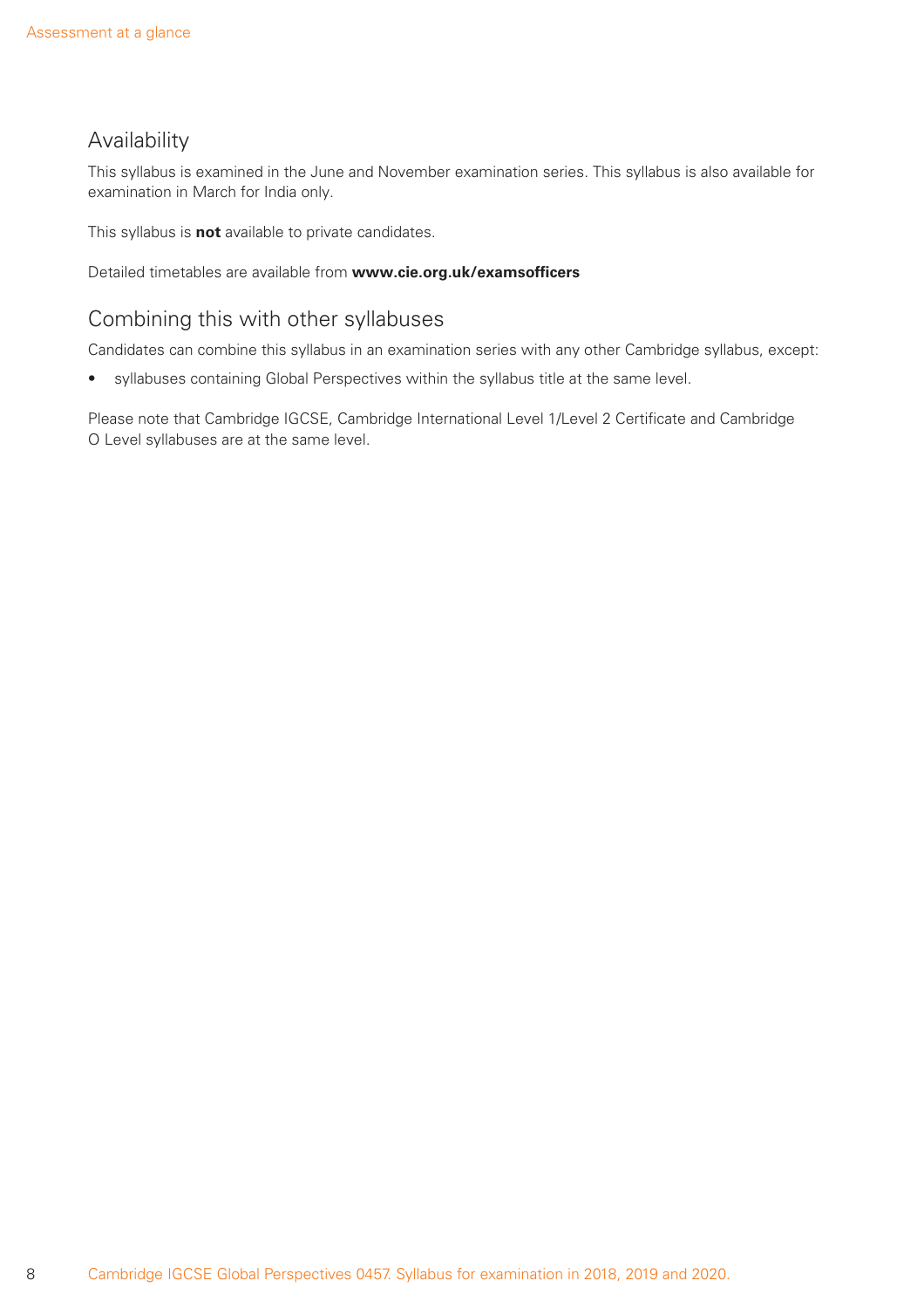## Availability

This syllabus is examined in the June and November examination series. This syllabus is also available for examination in March for India only.

This syllabus is **not** available to private candidates.

Detailed timetables are available from **www.cie.org.uk/examsofficers**

## Combining this with other syllabuses

Candidates can combine this syllabus in an examination series with any other Cambridge syllabus, except:

- syllabuses containing Global Perspectives within the syllabus title at the same level.

Please note that Cambridge IGCSE, Cambridge International Level 1/Level 2 Certificate and Cambridge O Level syllabuses are at the same level.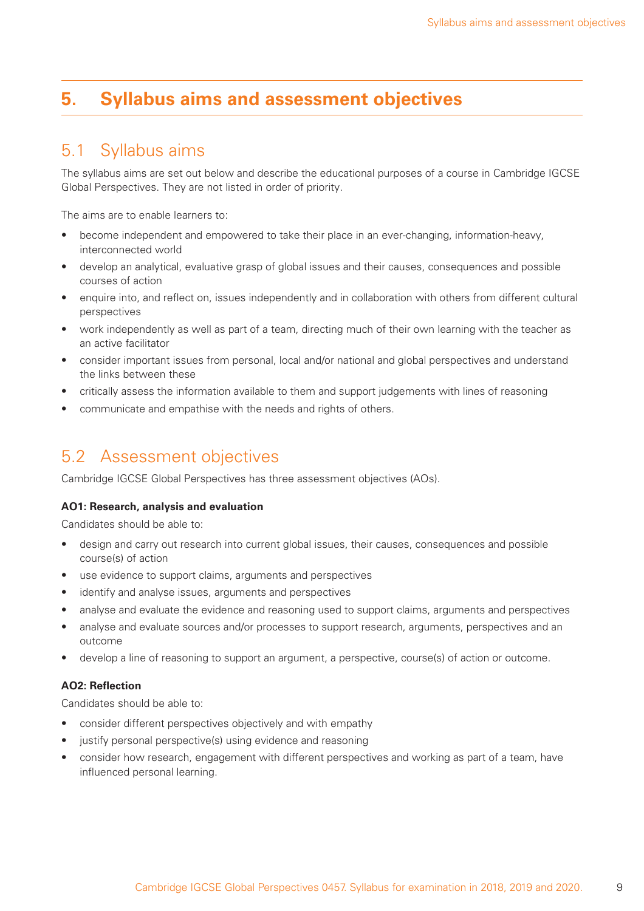# 5. Syllabus aims and assessment objectives

## 5.1 Syllabus aims

The syllabus aims are set out below and describe the educational purposes of a course in Cambridge IGCSE Global Perspectives. They are not listed in order of priority.

The aims are to enable learners to:

- become independent and empowered to take their place in an ever-changing, information-heavy, interconnected world
- develop an analytical, evaluative grasp of global issues and their causes, consequences and possible courses of action
- enquire into, and reflect on, issues independently and in collaboration with others from different cultural perspectives
- work independently as well as part of a team, directing much of their own learning with the teacher as an active facilitator
- consider important issues from personal, local and/or national and global perspectives and understand the links between these
- critically assess the information available to them and support judgements with lines of reasoning
- communicate and empathise with the needs and rights of others.

## 5.2 Assessment objectives

Cambridge IGCSE Global Perspectives has three assessment objectives (AOs).

**AO1: Research, analysis and evaluation**

Candidates should be able to:

- design and carry out research into current global issues, their causes, consequences and possible course(s) of action
- use evidence to support claims, arguments and perspectives
- identify and analyse issues, arguments and perspectives
- analyse and evaluate the evidence and reasoning used to support claims, arguments and perspectives
- analyse and evaluate sources and/or processes to support research, arguments, perspectives and an outcome
- develop a line of reasoning to support an argument, a perspective, course(s) of action or outcome.

**AO2: Reflection**

Candidates should be able to:

- consider different perspectives objectively and with empathy
- justify personal perspective(s) using evidence and reasoning
- consider how research, engagement with different perspectives and working as part of a team, have influenced personal learning.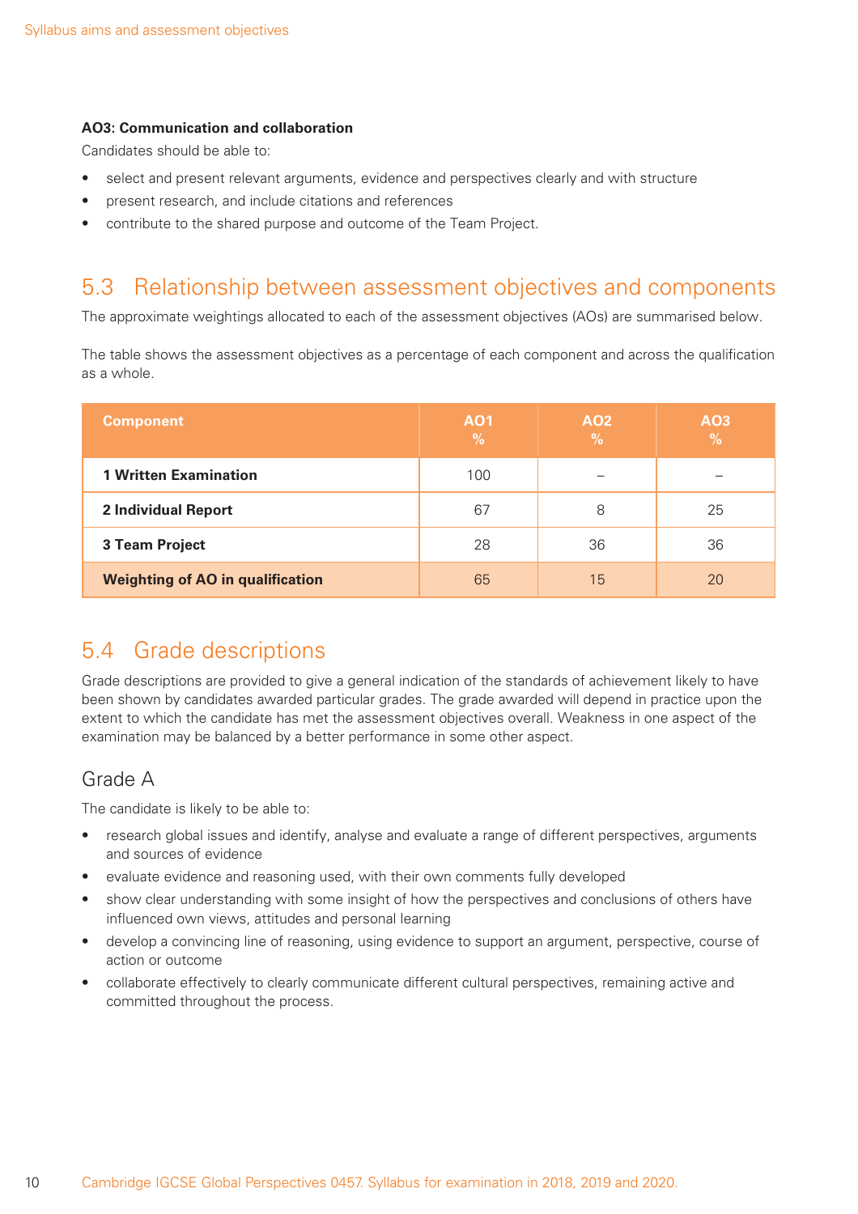**AO3: Communication and collaboration**

Candidates should be able to:

- select and present relevant arguments, evidence and perspectives clearly and with structure
- present research, and include citations and references
- contribute to the shared purpose and outcome of the Team Project.

## 5.3 Relationship between assessment objectives and components

The approximate weightings allocated to each of the assessment objectives (AOs) are summarised below.

The table shows the assessment objectives as a percentage of each component and across the qualification as a whole.

| Component | AO1 % | AO2 % | AO3 % |
|---|---|---|---|
| **1 Written Examination** | 100 | – | – |
| **2 Individual Report** | 67 | 8 | 25 |
| **3 Team Project** | 28 | 36 | 36 |
| **Weighting of AO in qualification** | 65 | 15 | 20 |

## 5.4 Grade descriptions

Grade descriptions are provided to give a general indication of the standards of achievement likely to have been shown by candidates awarded particular grades. The grade awarded will depend in practice upon the extent to which the candidate has met the assessment objectives overall. Weakness in one aspect of the examination may be balanced by a better performance in some other aspect.

### Grade A

The candidate is likely to be able to:

- research global issues and identify, analyse and evaluate a range of different perspectives, arguments and sources of evidence
- evaluate evidence and reasoning used, with their own comments fully developed
- show clear understanding with some insight of how the perspectives and conclusions of others have influenced own views, attitudes and personal learning
- develop a convincing line of reasoning, using evidence to support an argument, perspective, course of action or outcome
- collaborate effectively to clearly communicate different cultural perspectives, remaining active and committed throughout the process.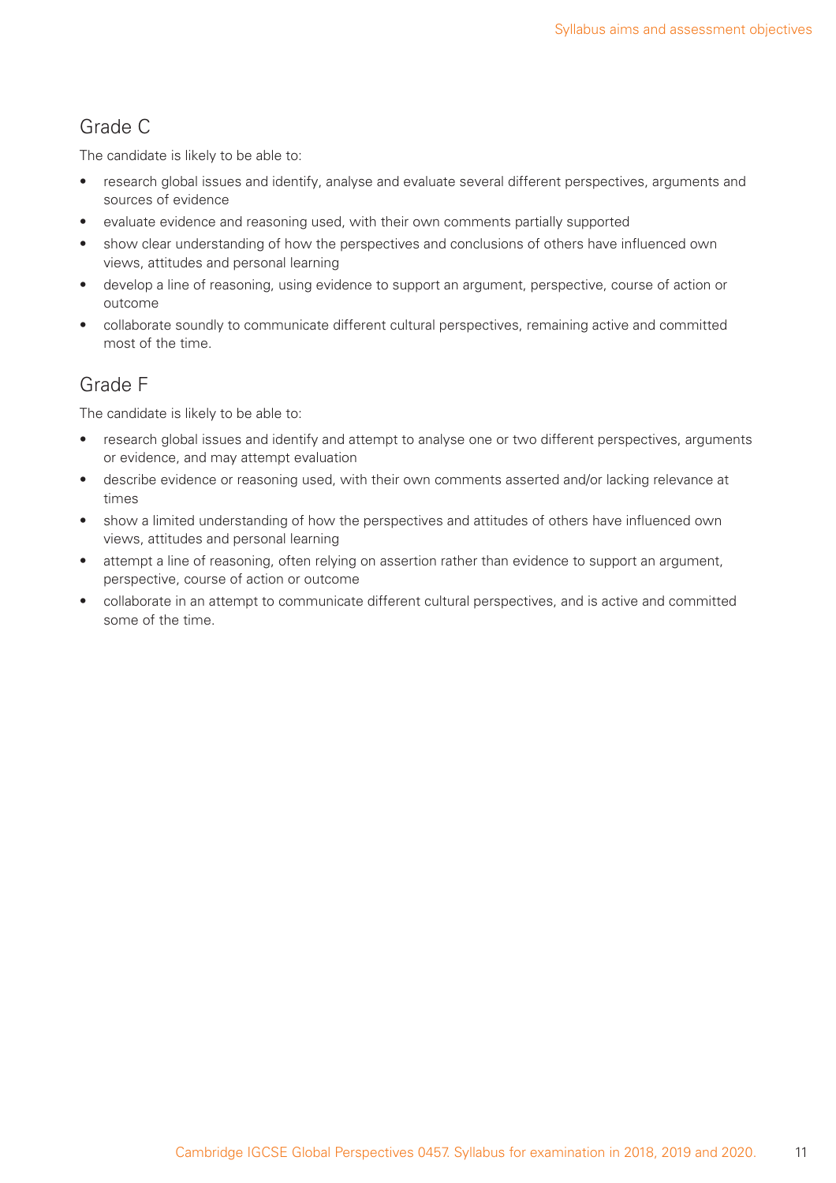## Grade C

The candidate is likely to be able to:

- research global issues and identify, analyse and evaluate several different perspectives, arguments and sources of evidence
- evaluate evidence and reasoning used, with their own comments partially supported
- show clear understanding of how the perspectives and conclusions of others have influenced own views, attitudes and personal learning
- develop a line of reasoning, using evidence to support an argument, perspective, course of action or outcome
- collaborate soundly to communicate different cultural perspectives, remaining active and committed most of the time.

## Grade F

The candidate is likely to be able to:

- research global issues and identify and attempt to analyse one or two different perspectives, arguments or evidence, and may attempt evaluation
- describe evidence or reasoning used, with their own comments asserted and/or lacking relevance at times
- show a limited understanding of how the perspectives and attitudes of others have influenced own views, attitudes and personal learning
- attempt a line of reasoning, often relying on assertion rather than evidence to support an argument, perspective, course of action or outcome
- collaborate in an attempt to communicate different cultural perspectives, and is active and committed some of the time.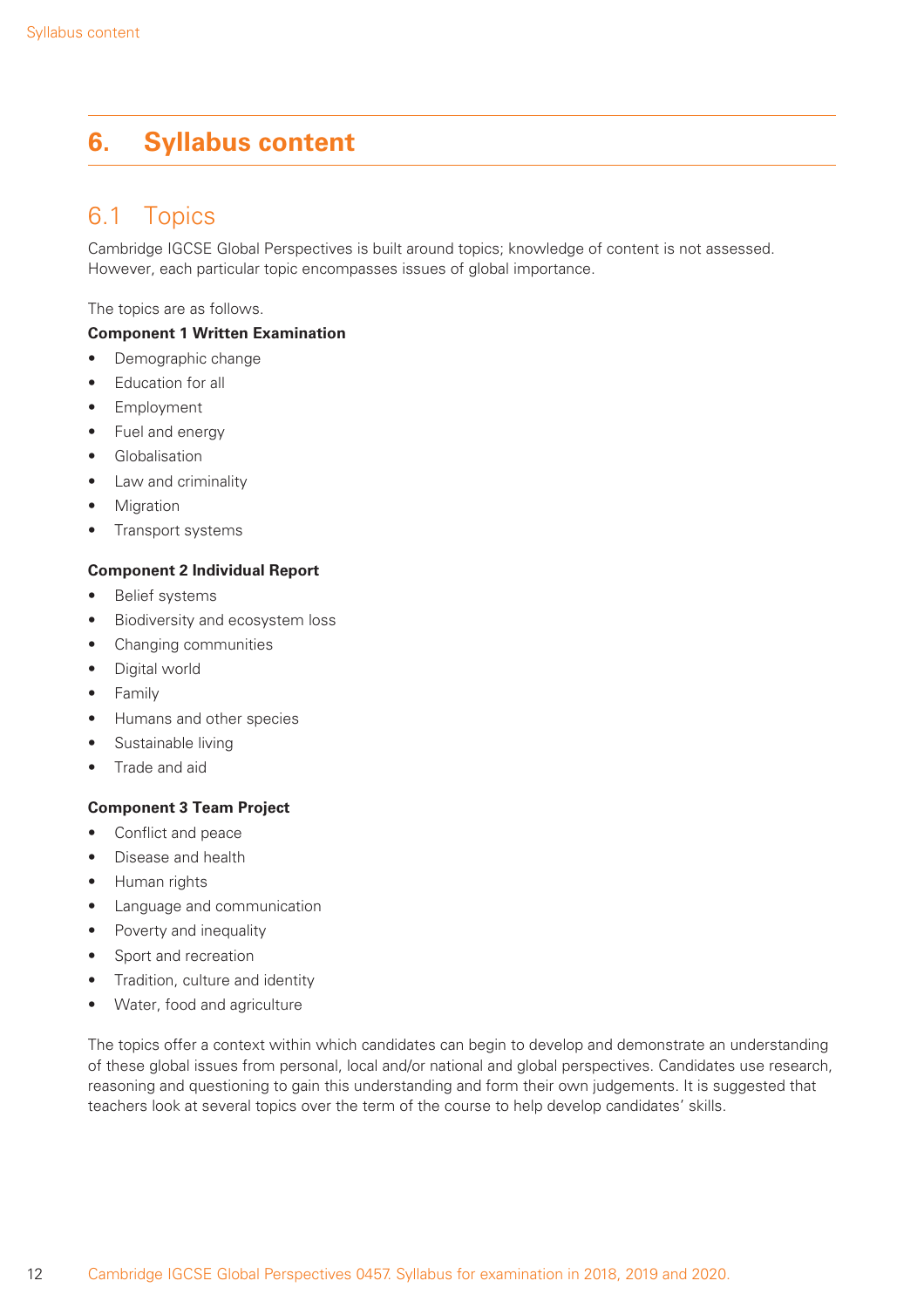# 6. Syllabus content

## 6.1 Topics

Cambridge IGCSE Global Perspectives is built around topics; knowledge of content is not assessed. However, each particular topic encompasses issues of global importance.

The topics are as follows.

**Component 1 Written Examination**

- Demographic change
- Education for all
- Employment
- Fuel and energy
- Globalisation
- Law and criminality
- Migration
- Transport systems

**Component 2 Individual Report**

- Belief systems
- Biodiversity and ecosystem loss
- Changing communities
- Digital world
- Family
- Humans and other species
- Sustainable living
- Trade and aid

**Component 3 Team Project**

- Conflict and peace
- Disease and health
- Human rights
- Language and communication
- Poverty and inequality
- Sport and recreation
- Tradition, culture and identity
- Water, food and agriculture

The topics offer a context within which candidates can begin to develop and demonstrate an understanding of these global issues from personal, local and/or national and global perspectives. Candidates use research, reasoning and questioning to gain this understanding and form their own judgements. It is suggested that teachers look at several topics over the term of the course to help develop candidates' skills.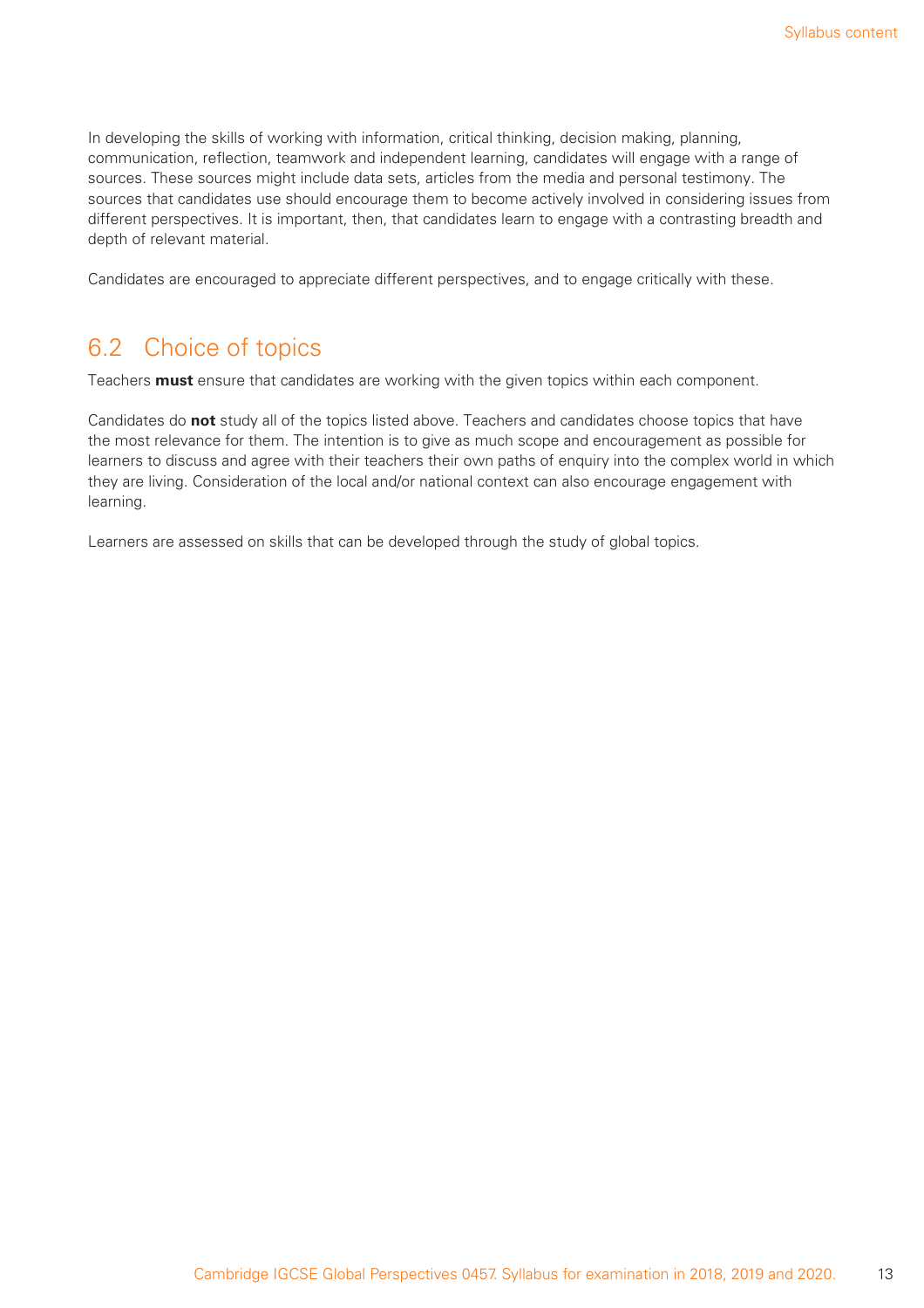In developing the skills of working with information, critical thinking, decision making, planning, communication, reflection, teamwork and independent learning, candidates will engage with a range of sources. These sources might include data sets, articles from the media and personal testimony. The sources that candidates use should encourage them to become actively involved in considering issues from different perspectives. It is important, then, that candidates learn to engage with a contrasting breadth and depth of relevant material.

Candidates are encouraged to appreciate different perspectives, and to engage critically with these.

## 6.2 Choice of topics

Teachers **must** ensure that candidates are working with the given topics within each component.

Candidates do **not** study all of the topics listed above. Teachers and candidates choose topics that have the most relevance for them. The intention is to give as much scope and encouragement as possible for learners to discuss and agree with their teachers their own paths of enquiry into the complex world in which they are living. Consideration of the local and/or national context can also encourage engagement with learning.

Learners are assessed on skills that can be developed through the study of global topics.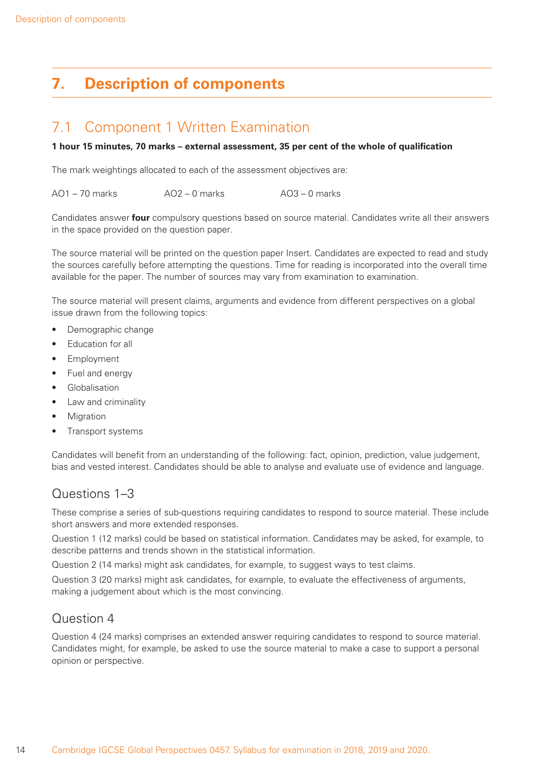# 7. Description of components

## 7.1 Component 1 Written Examination

**1 hour 15 minutes, 70 marks – external assessment, 35 per cent of the whole of qualification**

The mark weightings allocated to each of the assessment objectives are:

AO1 – 70 marks    AO2 – 0 marks    AO3 – 0 marks

Candidates answer **four** compulsory questions based on source material. Candidates write all their answers in the space provided on the question paper.

The source material will be printed on the question paper Insert. Candidates are expected to read and study the sources carefully before attempting the questions. Time for reading is incorporated into the overall time available for the paper. The number of sources may vary from examination to examination.

The source material will present claims, arguments and evidence from different perspectives on a global issue drawn from the following topics:

- Demographic change
- Education for all
- Employment
- Fuel and energy
- Globalisation
- Law and criminality
- Migration
- Transport systems

Candidates will benefit from an understanding of the following: fact, opinion, prediction, value judgement, bias and vested interest. Candidates should be able to analyse and evaluate use of evidence and language.

### Questions 1–3

These comprise a series of sub-questions requiring candidates to respond to source material. These include short answers and more extended responses.

Question 1 (12 marks) could be based on statistical information. Candidates may be asked, for example, to describe patterns and trends shown in the statistical information.

Question 2 (14 marks) might ask candidates, for example, to suggest ways to test claims.

Question 3 (20 marks) might ask candidates, for example, to evaluate the effectiveness of arguments, making a judgement about which is the most convincing.

### Question 4

Question 4 (24 marks) comprises an extended answer requiring candidates to respond to source material. Candidates might, for example, be asked to use the source material to make a case to support a personal opinion or perspective.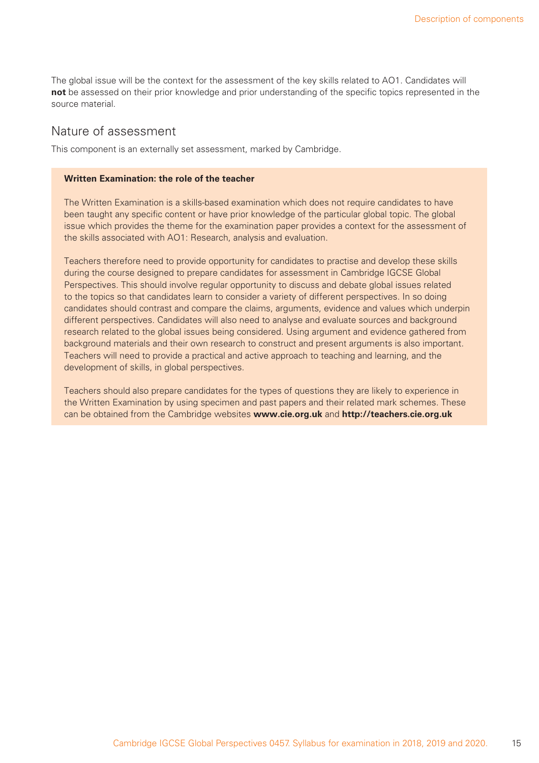The global issue will be the context for the assessment of the key skills related to AO1. Candidates will **not** be assessed on their prior knowledge and prior understanding of the specific topics represented in the source material.

## Nature of assessment

This component is an externally set assessment, marked by Cambridge.

**Written Examination: the role of the teacher**

The Written Examination is a skills-based examination which does not require candidates to have been taught any specific content or have prior knowledge of the particular global topic. The global issue which provides the theme for the examination paper provides a context for the assessment of the skills associated with AO1: Research, analysis and evaluation.

Teachers therefore need to provide opportunity for candidates to practise and develop these skills during the course designed to prepare candidates for assessment in Cambridge IGCSE Global Perspectives. This should involve regular opportunity to discuss and debate global issues related to the topics so that candidates learn to consider a variety of different perspectives. In so doing candidates should contrast and compare the claims, arguments, evidence and values which underpin different perspectives. Candidates will also need to analyse and evaluate sources and background research related to the global issues being considered. Using argument and evidence gathered from background materials and their own research to construct and present arguments is also important. Teachers will need to provide a practical and active approach to teaching and learning, and the development of skills, in global perspectives.

Teachers should also prepare candidates for the types of questions they are likely to experience in the Written Examination by using specimen and past papers and their related mark schemes. These can be obtained from the Cambridge websites **www.cie.org.uk** and **http://teachers.cie.org.uk**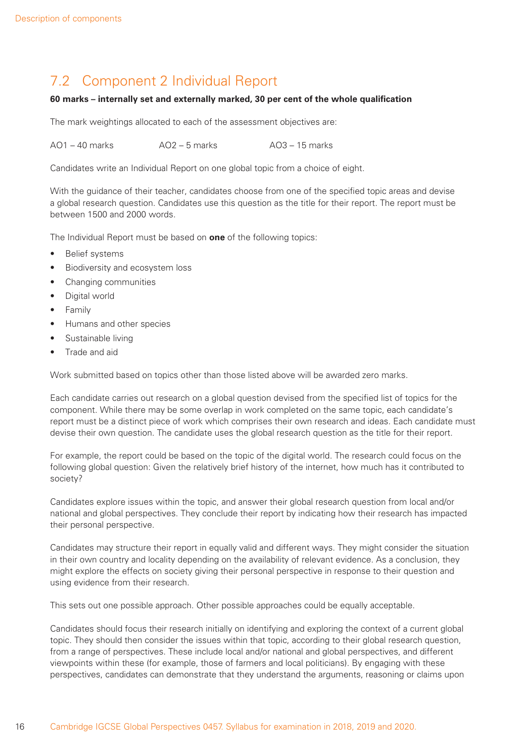## 7.2 Component 2 Individual Report

**60 marks – internally set and externally marked, 30 per cent of the whole qualification**

The mark weightings allocated to each of the assessment objectives are:

AO1 – 40 marks AO2 – 5 marks AO3 – 15 marks

Candidates write an Individual Report on one global topic from a choice of eight.

With the guidance of their teacher, candidates choose from one of the specified topic areas and devise a global research question. Candidates use this question as the title for their report. The report must be between 1500 and 2000 words.

The Individual Report must be based on **one** of the following topics:

- Belief systems
- Biodiversity and ecosystem loss
- Changing communities
- Digital world
- Family
- Humans and other species
- Sustainable living
- Trade and aid

Work submitted based on topics other than those listed above will be awarded zero marks.

Each candidate carries out research on a global question devised from the specified list of topics for the component. While there may be some overlap in work completed on the same topic, each candidate's report must be a distinct piece of work which comprises their own research and ideas. Each candidate must devise their own question. The candidate uses the global research question as the title for their report.

For example, the report could be based on the topic of the digital world. The research could focus on the following global question: Given the relatively brief history of the internet, how much has it contributed to society?

Candidates explore issues within the topic, and answer their global research question from local and/or national and global perspectives. They conclude their report by indicating how their research has impacted their personal perspective.

Candidates may structure their report in equally valid and different ways. They might consider the situation in their own country and locality depending on the availability of relevant evidence. As a conclusion, they might explore the effects on society giving their personal perspective in response to their question and using evidence from their research.

This sets out one possible approach. Other possible approaches could be equally acceptable.

Candidates should focus their research initially on identifying and exploring the context of a current global topic. They should then consider the issues within that topic, according to their global research question, from a range of perspectives. These include local and/or national and global perspectives, and different viewpoints within these (for example, those of farmers and local politicians). By engaging with these perspectives, candidates can demonstrate that they understand the arguments, reasoning or claims upon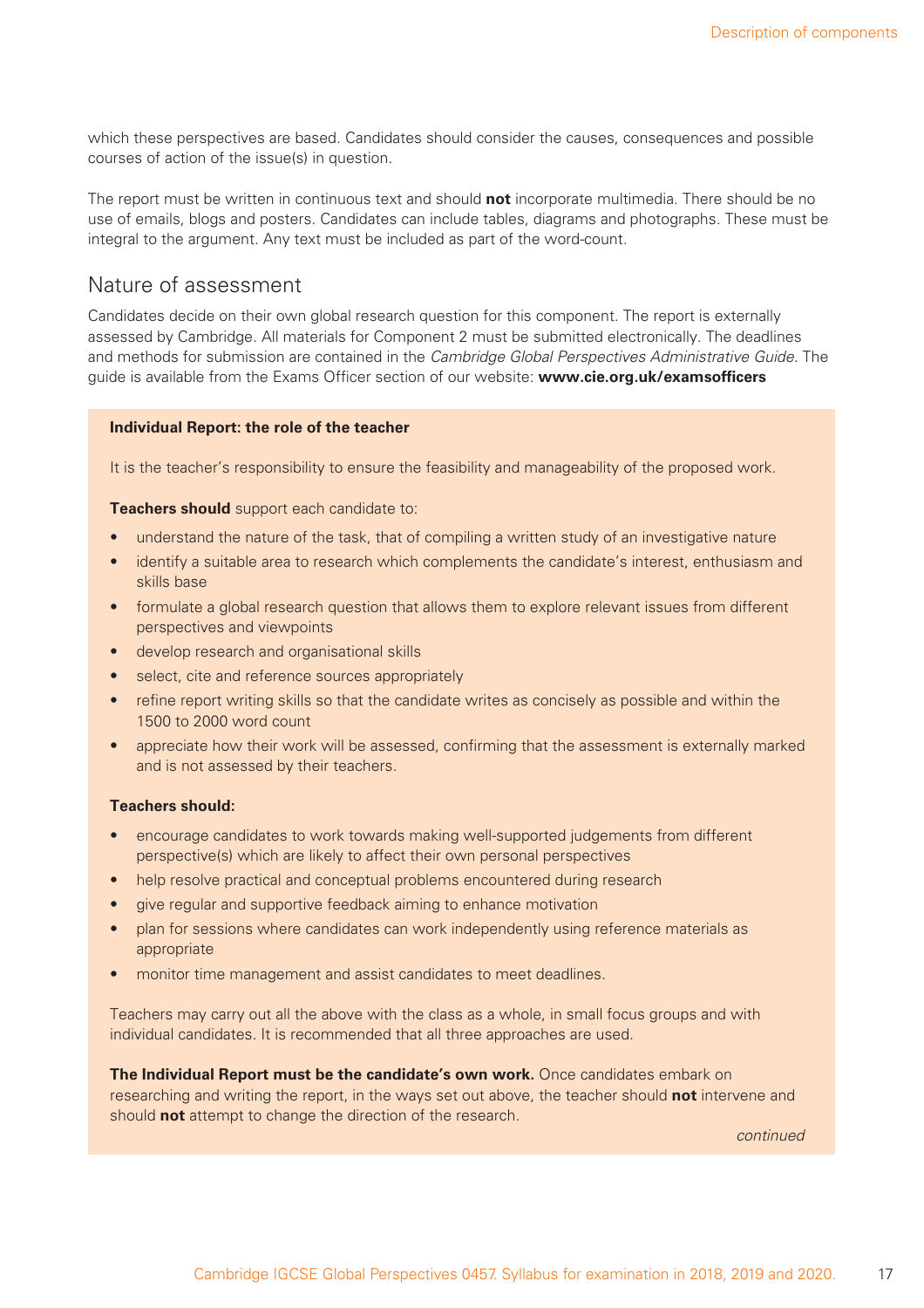which these perspectives are based. Candidates should consider the causes, consequences and possible courses of action of the issue(s) in question.

The report must be written in continuous text and should **not** incorporate multimedia. There should be no use of emails, blogs and posters. Candidates can include tables, diagrams and photographs. These must be integral to the argument. Any text must be included as part of the word-count.

## Nature of assessment

Candidates decide on their own global research question for this component. The report is externally assessed by Cambridge. All materials for Component 2 must be submitted electronically. The deadlines and methods for submission are contained in the *Cambridge Global Perspectives Administrative Guide*. The guide is available from the Exams Officer section of our website: **www.cie.org.uk/examsofficers**

**Individual Report: the role of the teacher**

It is the teacher's responsibility to ensure the feasibility and manageability of the proposed work.

**Teachers should** support each candidate to:

- understand the nature of the task, that of compiling a written study of an investigative nature
- identify a suitable area to research which complements the candidate's interest, enthusiasm and skills base
- formulate a global research question that allows them to explore relevant issues from different perspectives and viewpoints
- develop research and organisational skills
- select, cite and reference sources appropriately
- refine report writing skills so that the candidate writes as concisely as possible and within the 1500 to 2000 word count
- appreciate how their work will be assessed, confirming that the assessment is externally marked and is not assessed by their teachers.

**Teachers should:**

- encourage candidates to work towards making well-supported judgements from different perspective(s) which are likely to affect their own personal perspectives
- help resolve practical and conceptual problems encountered during research
- give regular and supportive feedback aiming to enhance motivation
- plan for sessions where candidates can work independently using reference materials as appropriate
- monitor time management and assist candidates to meet deadlines.

Teachers may carry out all the above with the class as a whole, in small focus groups and with individual candidates. It is recommended that all three approaches are used.

**The Individual Report must be the candidate's own work.** Once candidates embark on researching and writing the report, in the ways set out above, the teacher should **not** intervene and should **not** attempt to change the direction of the research.

*continued*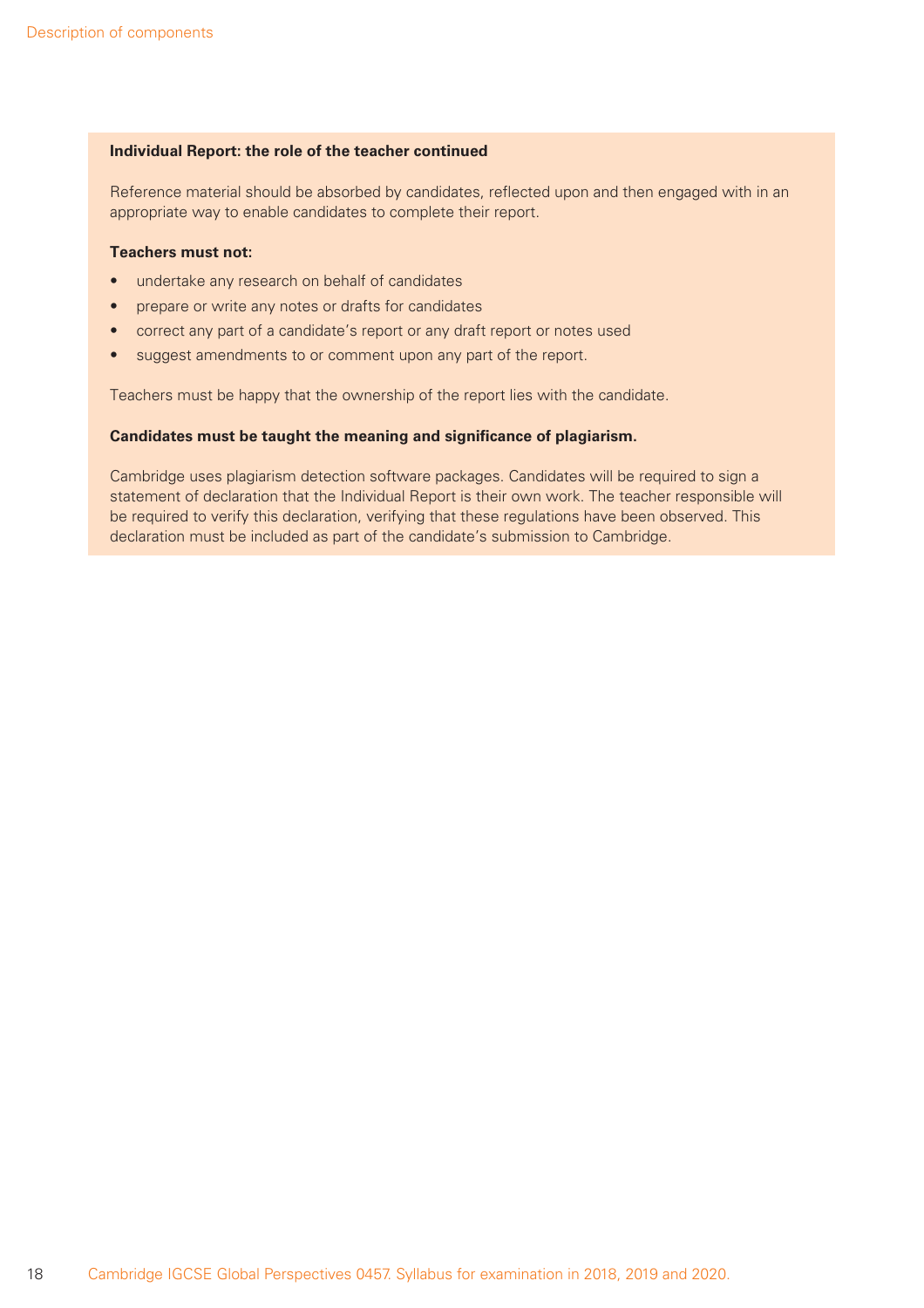**Individual Report: the role of the teacher continued**

Reference material should be absorbed by candidates, reflected upon and then engaged with in an appropriate way to enable candidates to complete their report.

**Teachers must not:**

- undertake any research on behalf of candidates
- prepare or write any notes or drafts for candidates
- correct any part of a candidate's report or any draft report or notes used
- suggest amendments to or comment upon any part of the report.

Teachers must be happy that the ownership of the report lies with the candidate.

**Candidates must be taught the meaning and significance of plagiarism.**

Cambridge uses plagiarism detection software packages. Candidates will be required to sign a statement of declaration that the Individual Report is their own work. The teacher responsible will be required to verify this declaration, verifying that these regulations have been observed. This declaration must be included as part of the candidate's submission to Cambridge.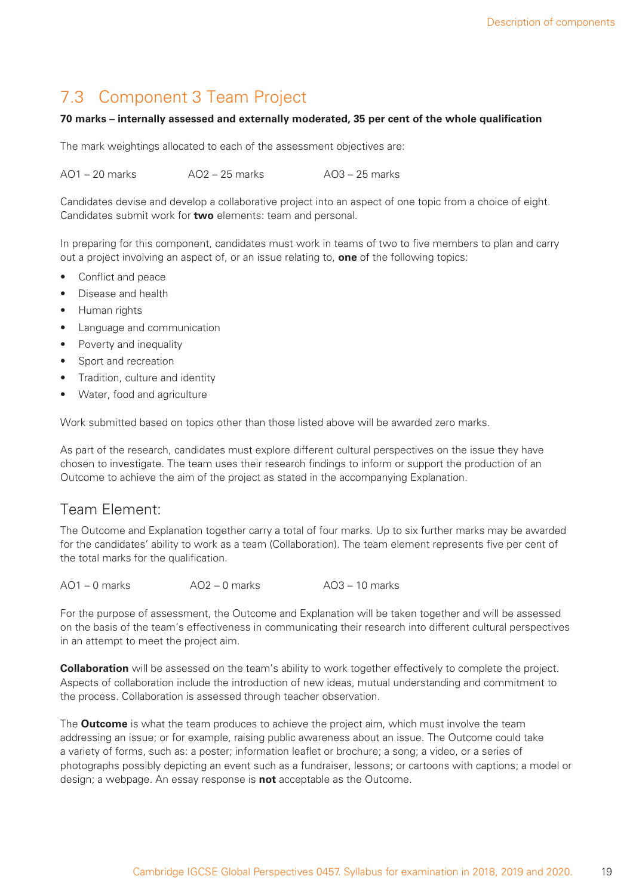## 7.3 Component 3 Team Project

**70 marks – internally assessed and externally moderated, 35 per cent of the whole qualification**

The mark weightings allocated to each of the assessment objectives are:

AO1 – 20 marks AO2 – 25 marks AO3 – 25 marks

Candidates devise and develop a collaborative project into an aspect of one topic from a choice of eight. Candidates submit work for **two** elements: team and personal.

In preparing for this component, candidates must work in teams of two to five members to plan and carry out a project involving an aspect of, or an issue relating to, **one** of the following topics:

- Conflict and peace
- Disease and health
- Human rights
- Language and communication
- Poverty and inequality
- Sport and recreation
- Tradition, culture and identity
- Water, food and agriculture

Work submitted based on topics other than those listed above will be awarded zero marks.

As part of the research, candidates must explore different cultural perspectives on the issue they have chosen to investigate. The team uses their research findings to inform or support the production of an Outcome to achieve the aim of the project as stated in the accompanying Explanation.

### Team Element:

The Outcome and Explanation together carry a total of four marks. Up to six further marks may be awarded for the candidates' ability to work as a team (Collaboration). The team element represents five per cent of the total marks for the qualification.

AO1 – 0 marks AO2 – 0 marks AO3 – 10 marks

For the purpose of assessment, the Outcome and Explanation will be taken together and will be assessed on the basis of the team's effectiveness in communicating their research into different cultural perspectives in an attempt to meet the project aim.

**Collaboration** will be assessed on the team's ability to work together effectively to complete the project. Aspects of collaboration include the introduction of new ideas, mutual understanding and commitment to the process. Collaboration is assessed through teacher observation.

The **Outcome** is what the team produces to achieve the project aim, which must involve the team addressing an issue; or for example, raising public awareness about an issue. The Outcome could take a variety of forms, such as: a poster; information leaflet or brochure; a song; a video, or a series of photographs possibly depicting an event such as a fundraiser, lessons; or cartoons with captions; a model or design; a webpage. An essay response is **not** acceptable as the Outcome.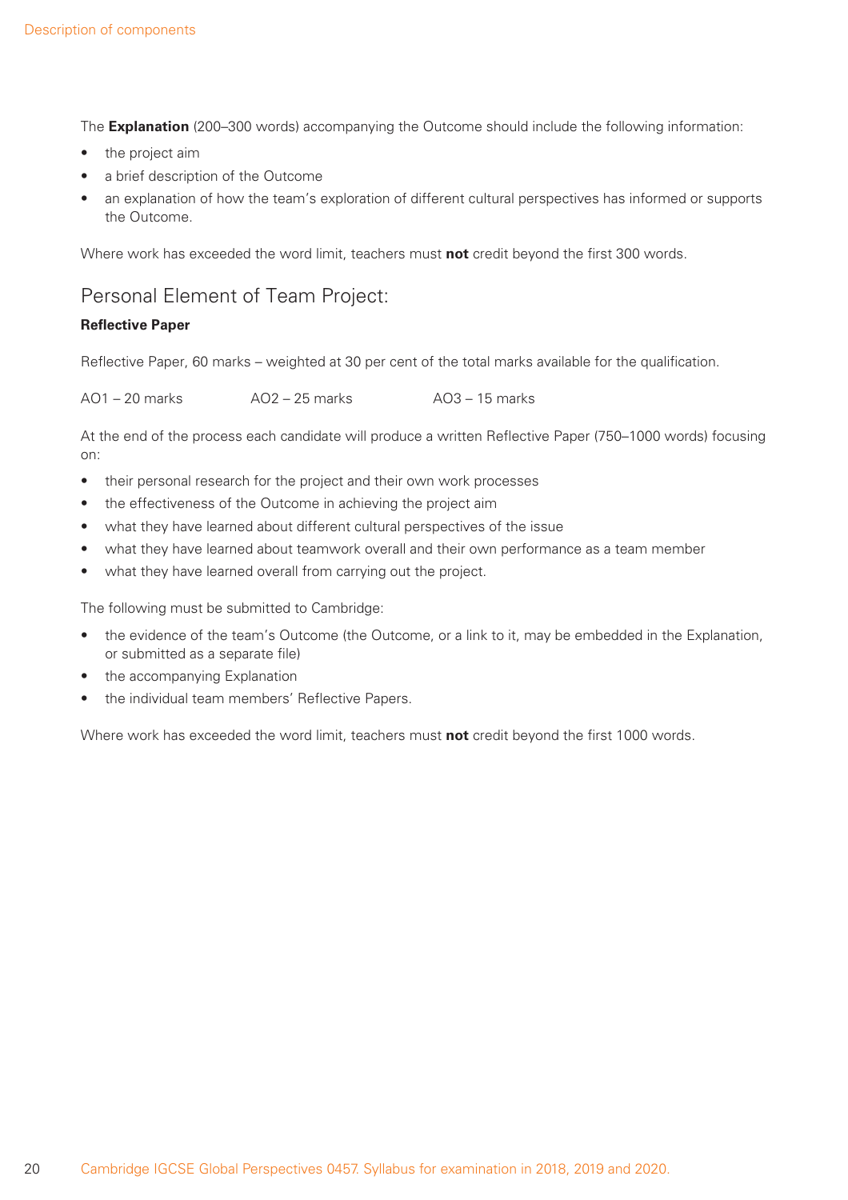The **Explanation** (200–300 words) accompanying the Outcome should include the following information:

- the project aim
- a brief description of the Outcome
- an explanation of how the team's exploration of different cultural perspectives has informed or supports the Outcome.

Where work has exceeded the word limit, teachers must **not** credit beyond the first 300 words.

## Personal Element of Team Project:

**Reflective Paper**

Reflective Paper, 60 marks – weighted at 30 per cent of the total marks available for the qualification.

AO1 – 20 marks    AO2 – 25 marks    AO3 – 15 marks

At the end of the process each candidate will produce a written Reflective Paper (750–1000 words) focusing on:

- their personal research for the project and their own work processes
- the effectiveness of the Outcome in achieving the project aim
- what they have learned about different cultural perspectives of the issue
- what they have learned about teamwork overall and their own performance as a team member
- what they have learned overall from carrying out the project.

The following must be submitted to Cambridge:

- the evidence of the team's Outcome (the Outcome, or a link to it, may be embedded in the Explanation, or submitted as a separate file)
- the accompanying Explanation
- the individual team members' Reflective Papers.

Where work has exceeded the word limit, teachers must **not** credit beyond the first 1000 words.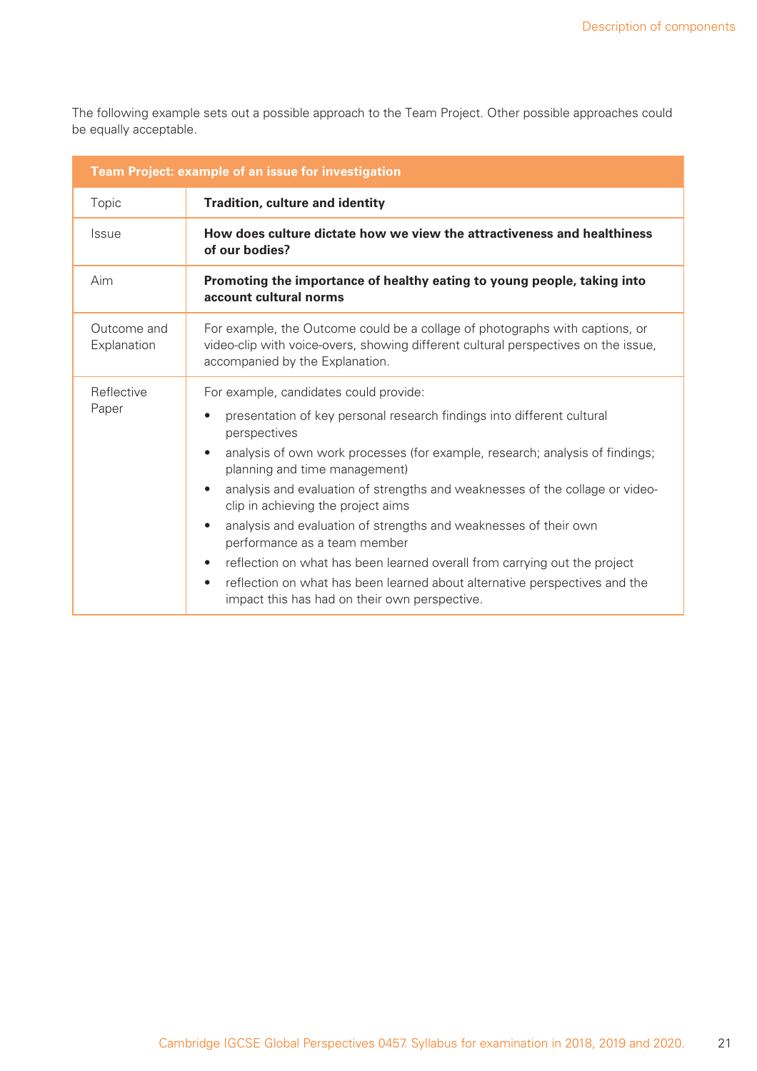The following example sets out a possible approach to the Team Project. Other possible approaches could be equally acceptable.

| Team Project: example of an issue for investigation | |
|---|---|
| Topic | **Tradition, culture and identity** |
| Issue | **How does culture dictate how we view the attractiveness and healthiness of our bodies?** |
| Aim | **Promoting the importance of healthy eating to young people, taking into account cultural norms** |
| Outcome and Explanation | For example, the Outcome could be a collage of photographs with captions, or video-clip with voice-overs, showing different cultural perspectives on the issue, accompanied by the Explanation. |
| Reflective Paper | For example, candidates could provide:<br>• presentation of key personal research findings into different cultural perspectives<br>• analysis of own work processes (for example, research; analysis of findings; planning and time management)<br>• analysis and evaluation of strengths and weaknesses of the collage or video-clip in achieving the project aims<br>• analysis and evaluation of strengths and weaknesses of their own performance as a team member<br>• reflection on what has been learned overall from carrying out the project<br>• reflection on what has been learned about alternative perspectives and the impact this has had on their own perspective. |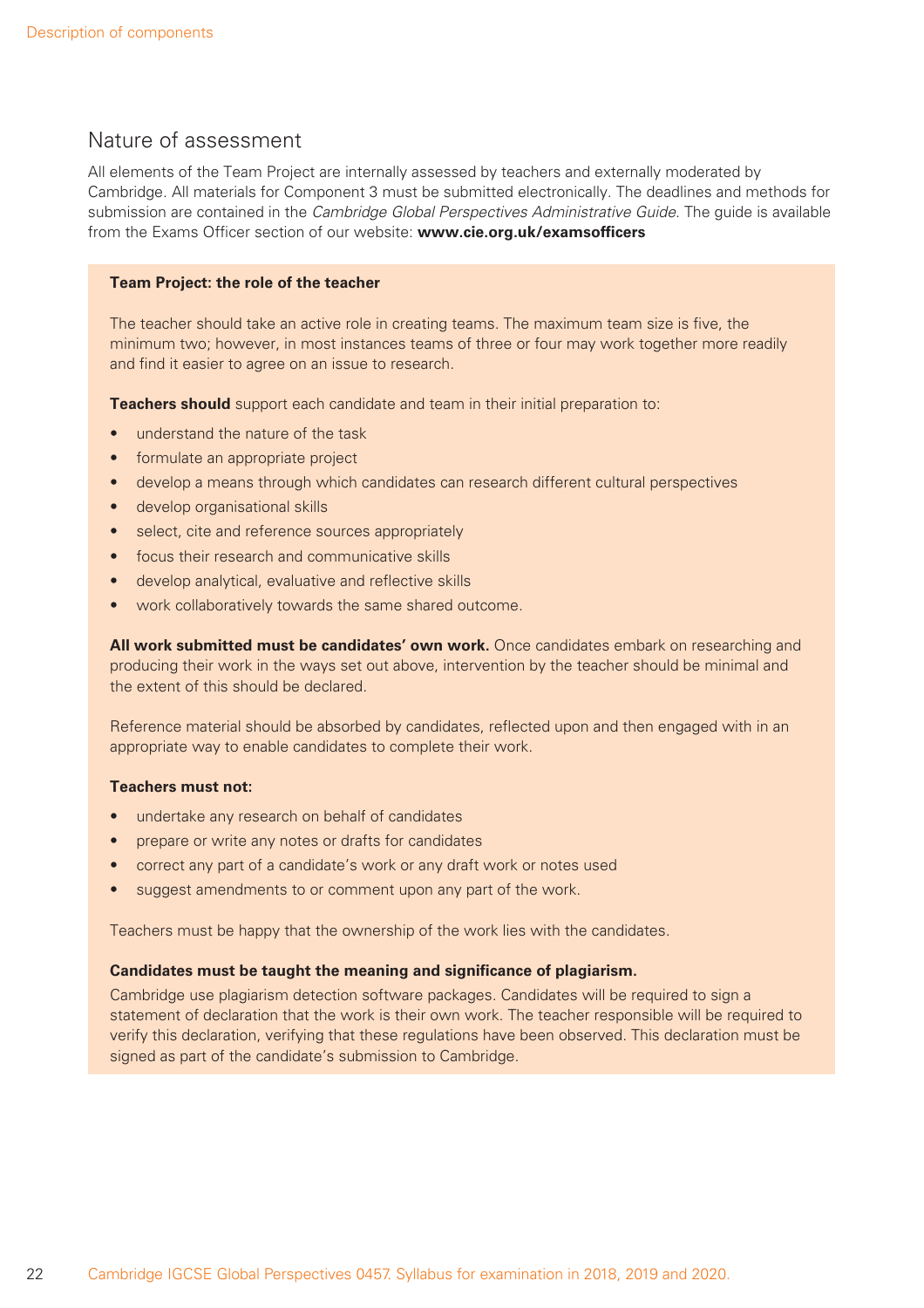## Nature of assessment

All elements of the Team Project are internally assessed by teachers and externally moderated by Cambridge. All materials for Component 3 must be submitted electronically. The deadlines and methods for submission are contained in the *Cambridge Global Perspectives Administrative Guide*. The guide is available from the Exams Officer section of our website: **www.cie.org.uk/examsofficers**

**Team Project: the role of the teacher**

The teacher should take an active role in creating teams. The maximum team size is five, the minimum two; however, in most instances teams of three or four may work together more readily and find it easier to agree on an issue to research.

**Teachers should** support each candidate and team in their initial preparation to:

- understand the nature of the task
- formulate an appropriate project
- develop a means through which candidates can research different cultural perspectives
- develop organisational skills
- select, cite and reference sources appropriately
- focus their research and communicative skills
- develop analytical, evaluative and reflective skills
- work collaboratively towards the same shared outcome.

**All work submitted must be candidates' own work.** Once candidates embark on researching and producing their work in the ways set out above, intervention by the teacher should be minimal and the extent of this should be declared.

Reference material should be absorbed by candidates, reflected upon and then engaged with in an appropriate way to enable candidates to complete their work.

**Teachers must not:**

- undertake any research on behalf of candidates
- prepare or write any notes or drafts for candidates
- correct any part of a candidate's work or any draft work or notes used
- suggest amendments to or comment upon any part of the work.

Teachers must be happy that the ownership of the work lies with the candidates.

**Candidates must be taught the meaning and significance of plagiarism.**

Cambridge use plagiarism detection software packages. Candidates will be required to sign a statement of declaration that the work is their own work. The teacher responsible will be required to verify this declaration, verifying that these regulations have been observed. This declaration must be signed as part of the candidate's submission to Cambridge.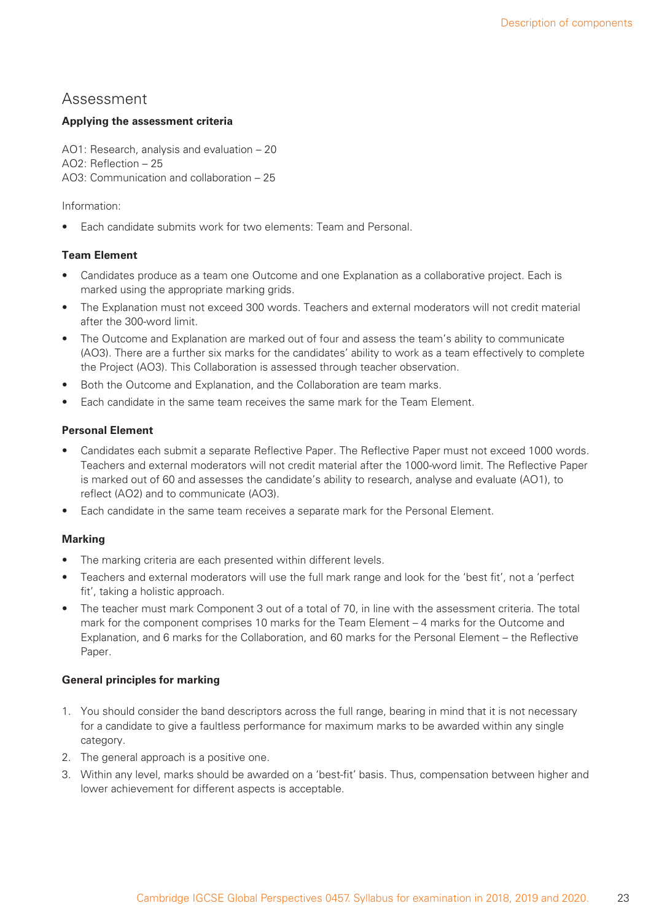## Assessment

**Applying the assessment criteria**

AO1: Research, analysis and evaluation – 20
AO2: Reflection – 25
AO3: Communication and collaboration – 25

Information:

- Each candidate submits work for two elements: Team and Personal.

**Team Element**

- Candidates produce as a team one Outcome and one Explanation as a collaborative project. Each is marked using the appropriate marking grids.
- The Explanation must not exceed 300 words. Teachers and external moderators will not credit material after the 300-word limit.
- The Outcome and Explanation are marked out of four and assess the team's ability to communicate (AO3). There are a further six marks for the candidates' ability to work as a team effectively to complete the Project (AO3). This Collaboration is assessed through teacher observation.
- Both the Outcome and Explanation, and the Collaboration are team marks.
- Each candidate in the same team receives the same mark for the Team Element.

**Personal Element**

- Candidates each submit a separate Reflective Paper. The Reflective Paper must not exceed 1000 words. Teachers and external moderators will not credit material after the 1000-word limit. The Reflective Paper is marked out of 60 and assesses the candidate's ability to research, analyse and evaluate (AO1), to reflect (AO2) and to communicate (AO3).
- Each candidate in the same team receives a separate mark for the Personal Element.

**Marking**

- The marking criteria are each presented within different levels.
- Teachers and external moderators will use the full mark range and look for the 'best fit', not a 'perfect fit', taking a holistic approach.
- The teacher must mark Component 3 out of a total of 70, in line with the assessment criteria. The total mark for the component comprises 10 marks for the Team Element – 4 marks for the Outcome and Explanation, and 6 marks for the Collaboration, and 60 marks for the Personal Element – the Reflective Paper.

**General principles for marking**

1. You should consider the band descriptors across the full range, bearing in mind that it is not necessary for a candidate to give a faultless performance for maximum marks to be awarded within any single category.
2. The general approach is a positive one.
3. Within any level, marks should be awarded on a 'best-fit' basis. Thus, compensation between higher and lower achievement for different aspects is acceptable.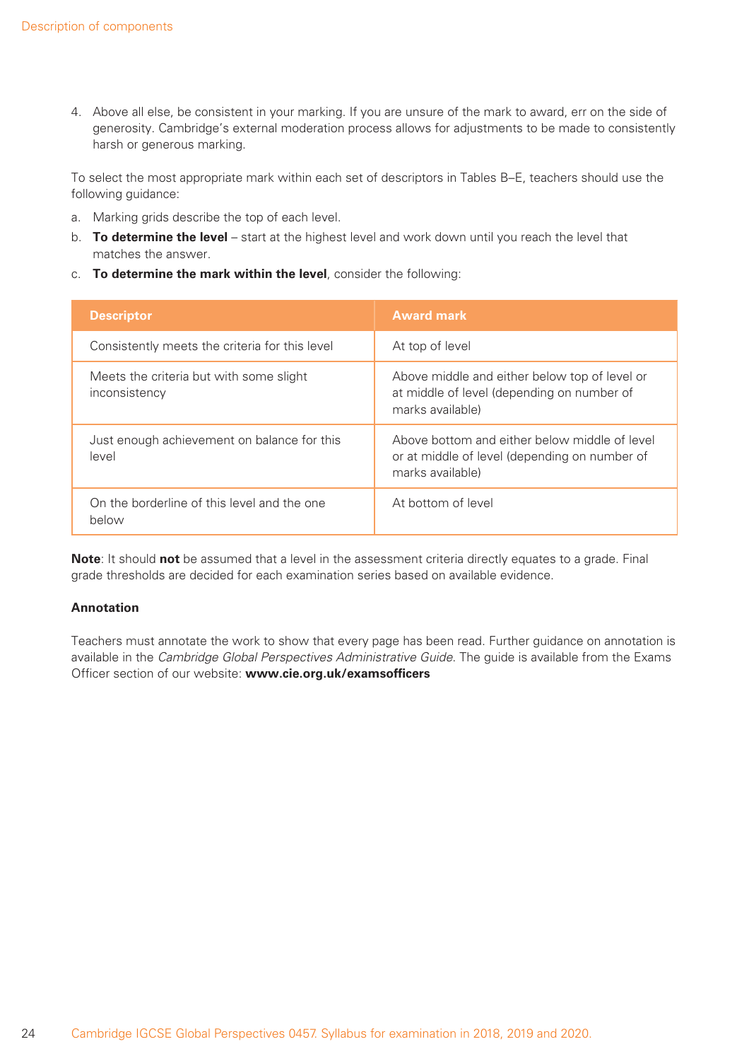4. Above all else, be consistent in your marking. If you are unsure of the mark to award, err on the side of generosity. Cambridge's external moderation process allows for adjustments to be made to consistently harsh or generous marking.

To select the most appropriate mark within each set of descriptors in Tables B–E, teachers should use the following guidance:

a. Marking grids describe the top of each level.
b. **To determine the level** – start at the highest level and work down until you reach the level that matches the answer.
c. **To determine the mark within the level**, consider the following:

| Descriptor | Award mark |
|---|---|
| Consistently meets the criteria for this level | At top of level |
| Meets the criteria but with some slight inconsistency | Above middle and either below top of level or at middle of level (depending on number of marks available) |
| Just enough achievement on balance for this level | Above bottom and either below middle of level or at middle of level (depending on number of marks available) |
| On the borderline of this level and the one below | At bottom of level |

**Note**: It should **not** be assumed that a level in the assessment criteria directly equates to a grade. Final grade thresholds are decided for each examination series based on available evidence.

**Annotation**

Teachers must annotate the work to show that every page has been read. Further guidance on annotation is available in the *Cambridge Global Perspectives Administrative Guide*. The guide is available from the Exams Officer section of our website: **www.cie.org.uk/examsofficers**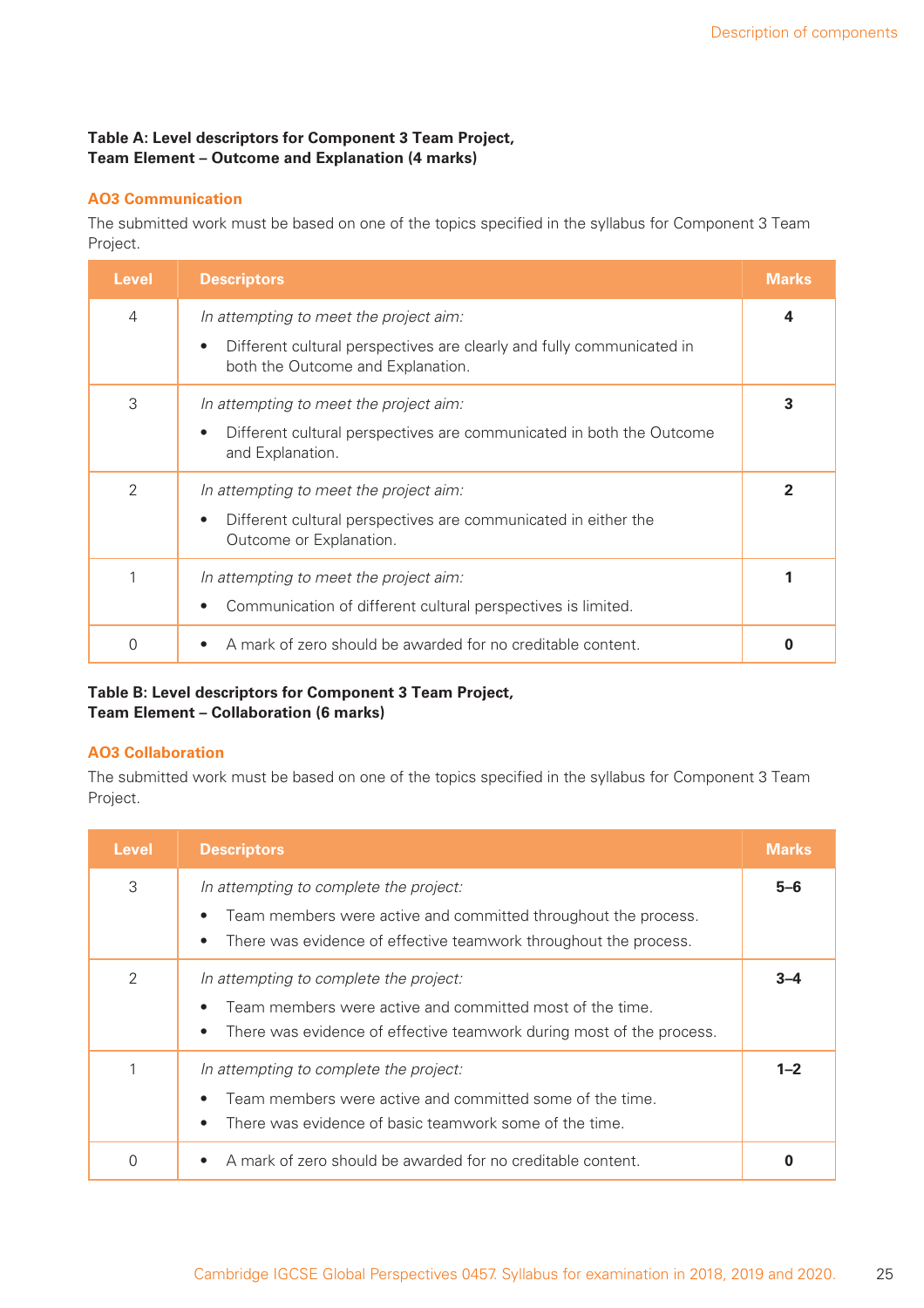**Table A: Level descriptors for Component 3 Team Project,**
**Team Element – Outcome and Explanation (4 marks)**

### AO3 Communication

The submitted work must be based on one of the topics specified in the syllabus for Component 3 Team Project.

| Level | Descriptors | Marks |
|---|---|---|
| 4 | *In attempting to meet the project aim:*<br>• Different cultural perspectives are clearly and fully communicated in both the Outcome and Explanation. | **4** |
| 3 | *In attempting to meet the project aim:*<br>• Different cultural perspectives are communicated in both the Outcome and Explanation. | **3** |
| 2 | *In attempting to meet the project aim:*<br>• Different cultural perspectives are communicated in either the Outcome or Explanation. | **2** |
| 1 | *In attempting to meet the project aim:*<br>• Communication of different cultural perspectives is limited. | **1** |
| 0 | • A mark of zero should be awarded for no creditable content. | **0** |

**Table B: Level descriptors for Component 3 Team Project,**
**Team Element – Collaboration (6 marks)**

### AO3 Collaboration

The submitted work must be based on one of the topics specified in the syllabus for Component 3 Team Project.

| Level | Descriptors | Marks |
|---|---|---|
| 3 | *In attempting to complete the project:*<br>• Team members were active and committed throughout the process.<br>• There was evidence of effective teamwork throughout the process. | **5–6** |
| 2 | *In attempting to complete the project:*<br>• Team members were active and committed most of the time.<br>• There was evidence of effective teamwork during most of the process. | **3–4** |
| 1 | *In attempting to complete the project:*<br>• Team members were active and committed some of the time.<br>• There was evidence of basic teamwork some of the time. | **1–2** |
| 0 | • A mark of zero should be awarded for no creditable content. | **0** |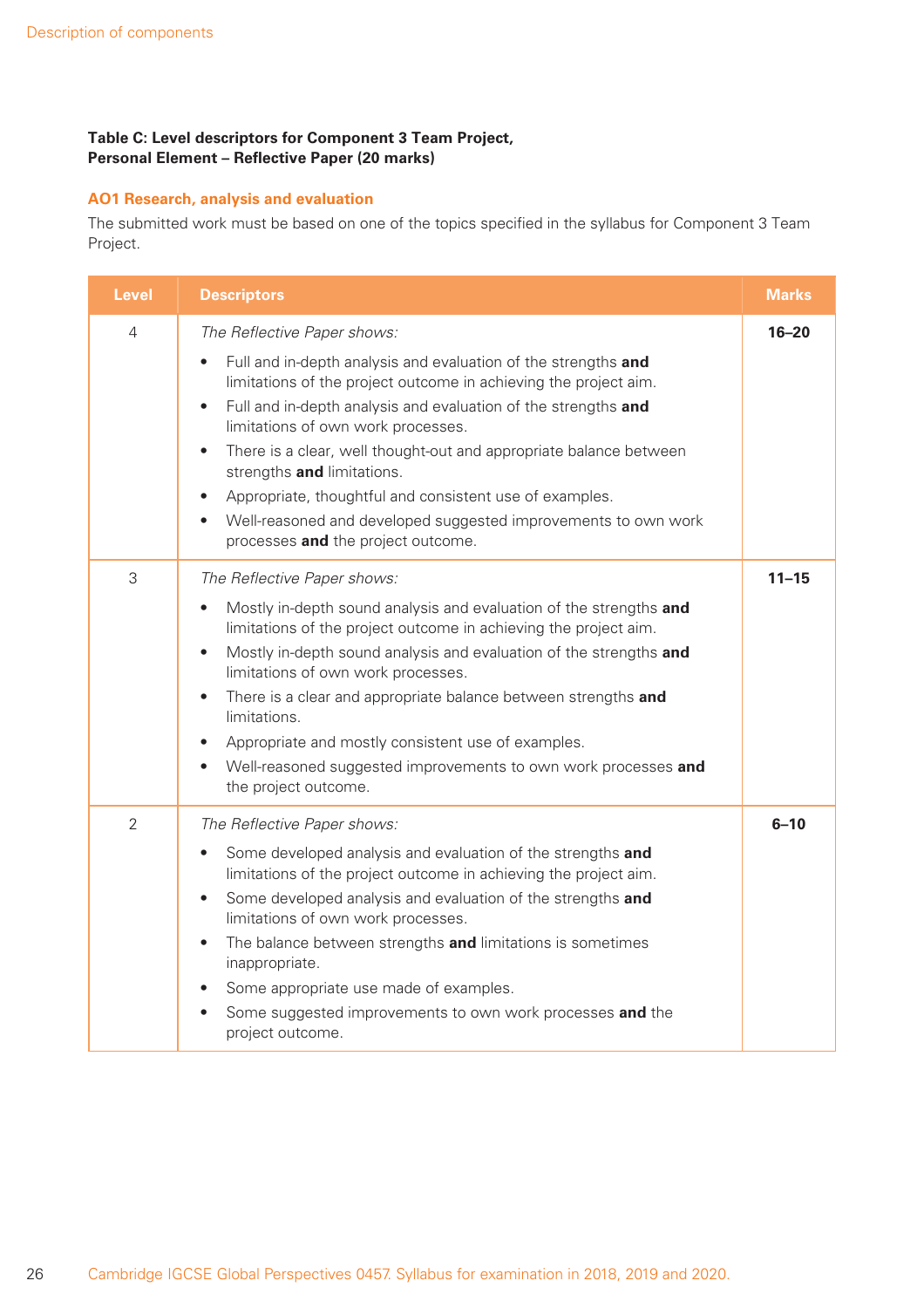**Table C: Level descriptors for Component 3 Team Project, Personal Element – Reflective Paper (20 marks)**

### AO1 Research, analysis and evaluation

The submitted work must be based on one of the topics specified in the syllabus for Component 3 Team Project.

| Level | Descriptors | Marks |
|---|---|---|
| 4 | *The Reflective Paper shows:*<br>• Full and in-depth analysis and evaluation of the strengths **and** limitations of the project outcome in achieving the project aim.<br>• Full and in-depth analysis and evaluation of the strengths **and** limitations of own work processes.<br>• There is a clear, well thought-out and appropriate balance between strengths **and** limitations.<br>• Appropriate, thoughtful and consistent use of examples.<br>• Well-reasoned and developed suggested improvements to own work processes **and** the project outcome. | **16–20** |
| 3 | *The Reflective Paper shows:*<br>• Mostly in-depth sound analysis and evaluation of the strengths **and** limitations of the project outcome in achieving the project aim.<br>• Mostly in-depth sound analysis and evaluation of the strengths **and** limitations of own work processes.<br>• There is a clear and appropriate balance between strengths **and** limitations.<br>• Appropriate and mostly consistent use of examples.<br>• Well-reasoned suggested improvements to own work processes **and** the project outcome. | **11–15** |
| 2 | *The Reflective Paper shows:*<br>• Some developed analysis and evaluation of the strengths **and** limitations of the project outcome in achieving the project aim.<br>• Some developed analysis and evaluation of the strengths **and** limitations of own work processes.<br>• The balance between strengths **and** limitations is sometimes inappropriate.<br>• Some appropriate use made of examples.<br>• Some suggested improvements to own work processes **and** the project outcome. | **6–10** |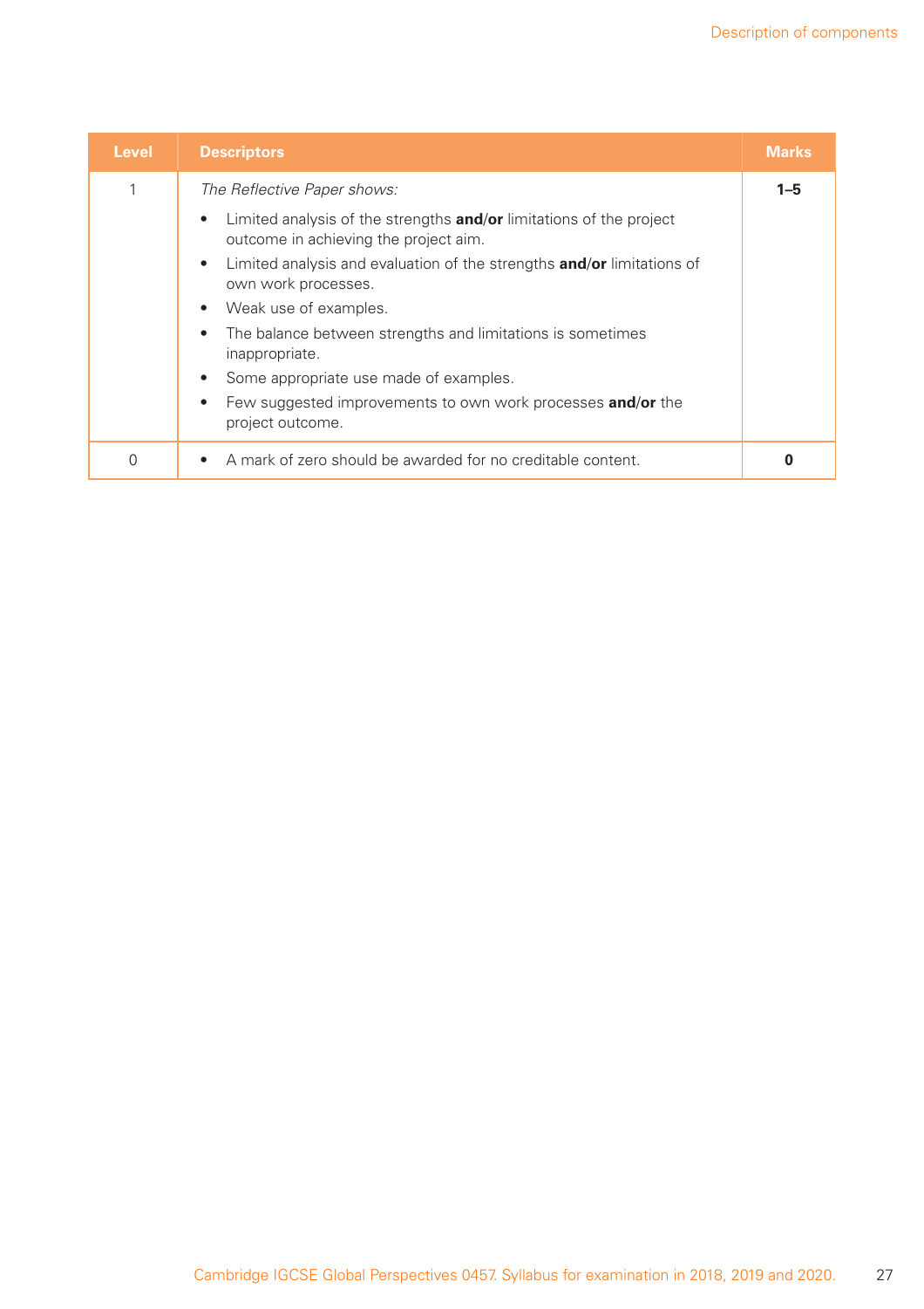| Level | Descriptors | Marks |
| --- | --- | --- |
| 1 | *The Reflective Paper shows:* <br>• Limited analysis of the strengths **and/or** limitations of the project outcome in achieving the project aim. <br>• Limited analysis and evaluation of the strengths **and/or** limitations of own work processes. <br>• Weak use of examples. <br>• The balance between strengths and limitations is sometimes inappropriate. <br>• Some appropriate use made of examples. <br>• Few suggested improvements to own work processes **and/or** the project outcome. | **1–5** |
| 0 | • A mark of zero should be awarded for no creditable content. | **0** |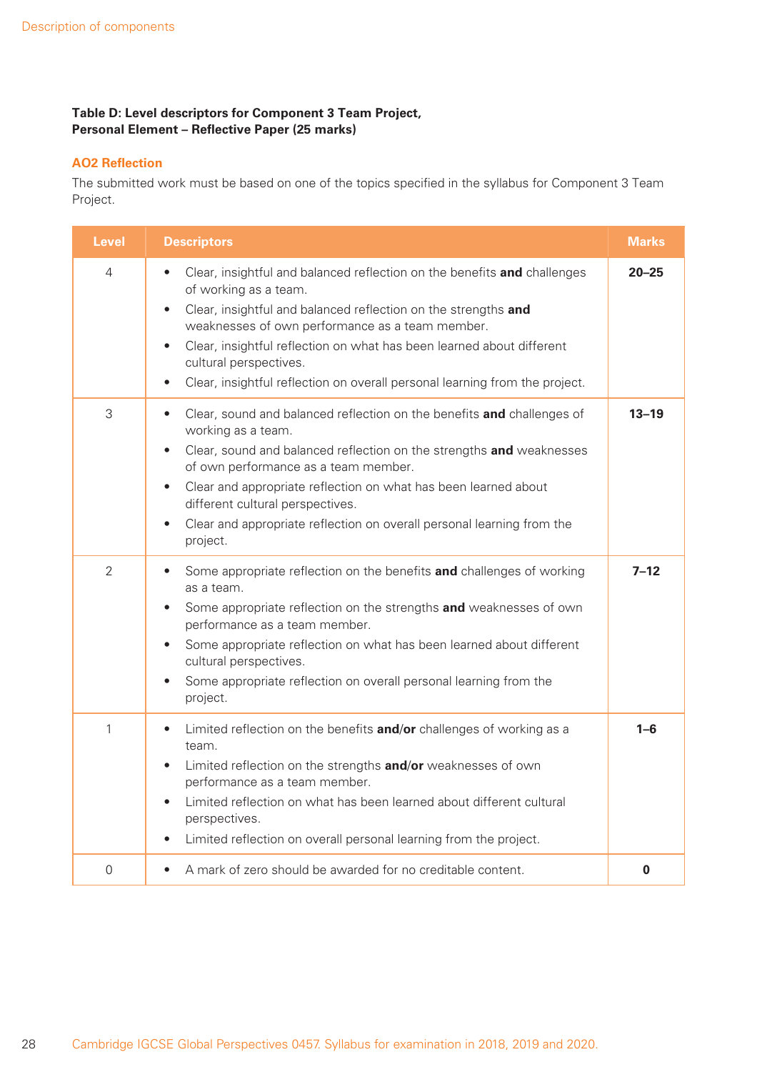**Table D: Level descriptors for Component 3 Team Project, Personal Element – Reflective Paper (25 marks)**

### AO2 Reflection

The submitted work must be based on one of the topics specified in the syllabus for Component 3 Team Project.

| Level | Descriptors | Marks |
|---|---|---|
| 4 | • Clear, insightful and balanced reflection on the benefits **and** challenges of working as a team.<br>• Clear, insightful and balanced reflection on the strengths **and** weaknesses of own performance as a team member.<br>• Clear, insightful reflection on what has been learned about different cultural perspectives.<br>• Clear, insightful reflection on overall personal learning from the project. | **20–25** |
| 3 | • Clear, sound and balanced reflection on the benefits **and** challenges of working as a team.<br>• Clear, sound and balanced reflection on the strengths **and** weaknesses of own performance as a team member.<br>• Clear and appropriate reflection on what has been learned about different cultural perspectives.<br>• Clear and appropriate reflection on overall personal learning from the project. | **13–19** |
| 2 | • Some appropriate reflection on the benefits **and** challenges of working as a team.<br>• Some appropriate reflection on the strengths **and** weaknesses of own performance as a team member.<br>• Some appropriate reflection on what has been learned about different cultural perspectives.<br>• Some appropriate reflection on overall personal learning from the project. | **7–12** |
| 1 | • Limited reflection on the benefits **and/or** challenges of working as a team.<br>• Limited reflection on the strengths **and/or** weaknesses of own performance as a team member.<br>• Limited reflection on what has been learned about different cultural perspectives.<br>• Limited reflection on overall personal learning from the project. | **1–6** |
| 0 | • A mark of zero should be awarded for no creditable content. | **0** |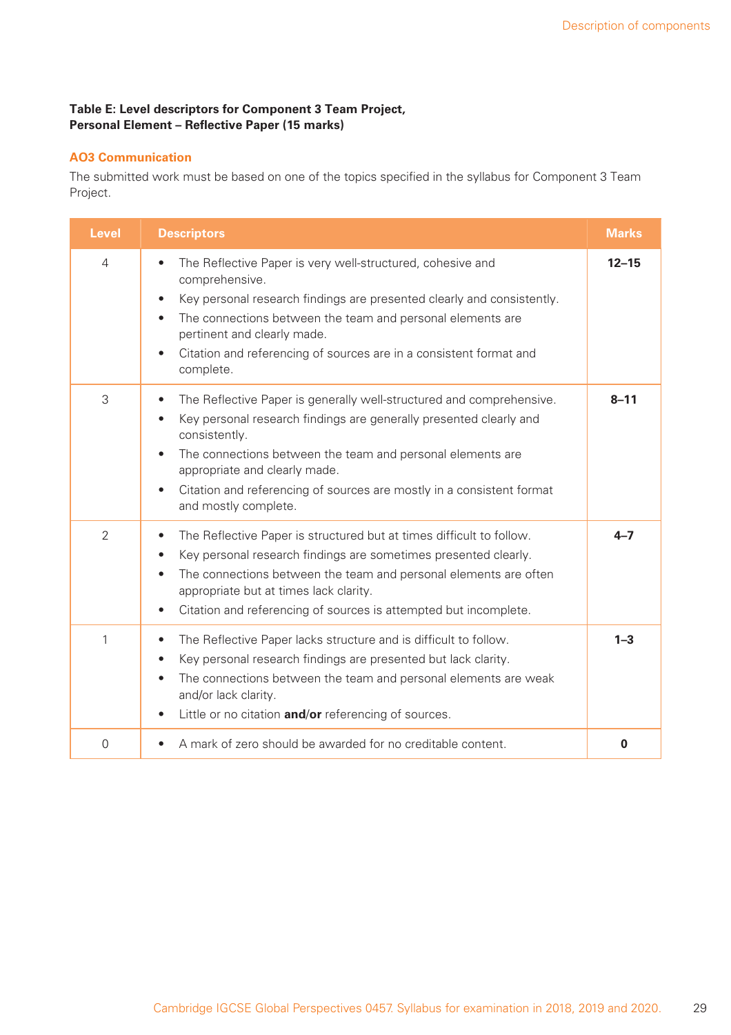**Table E: Level descriptors for Component 3 Team Project, Personal Element – Reflective Paper (15 marks)**

### AO3 Communication

The submitted work must be based on one of the topics specified in the syllabus for Component 3 Team Project.

| Level | Descriptors | Marks |
|---|---|---|
| 4 | • The Reflective Paper is very well-structured, cohesive and comprehensive.<br>• Key personal research findings are presented clearly and consistently.<br>• The connections between the team and personal elements are pertinent and clearly made.<br>• Citation and referencing of sources are in a consistent format and complete. | **12–15** |
| 3 | • The Reflective Paper is generally well-structured and comprehensive.<br>• Key personal research findings are generally presented clearly and consistently.<br>• The connections between the team and personal elements are appropriate and clearly made.<br>• Citation and referencing of sources are mostly in a consistent format and mostly complete. | **8–11** |
| 2 | • The Reflective Paper is structured but at times difficult to follow.<br>• Key personal research findings are sometimes presented clearly.<br>• The connections between the team and personal elements are often appropriate but at times lack clarity.<br>• Citation and referencing of sources is attempted but incomplete. | **4–7** |
| 1 | • The Reflective Paper lacks structure and is difficult to follow.<br>• Key personal research findings are presented but lack clarity.<br>• The connections between the team and personal elements are weak and/or lack clarity.<br>• Little or no citation **and/or** referencing of sources. | **1–3** |
| 0 | • A mark of zero should be awarded for no creditable content. | **0** |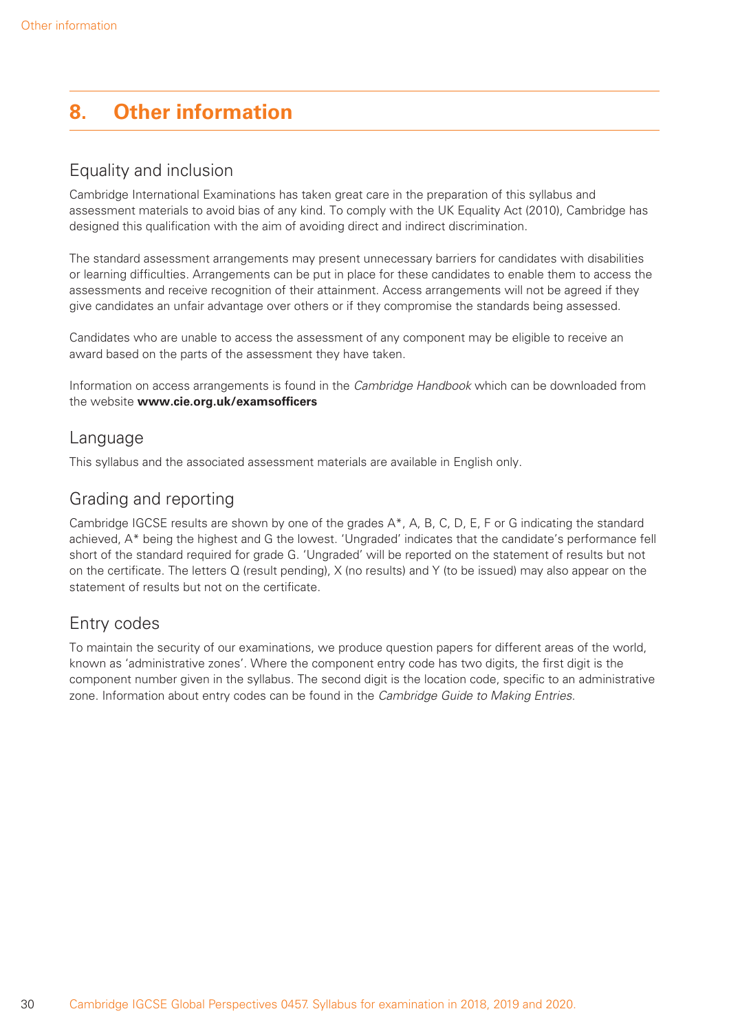# 8. Other information

## Equality and inclusion

Cambridge International Examinations has taken great care in the preparation of this syllabus and assessment materials to avoid bias of any kind. To comply with the UK Equality Act (2010), Cambridge has designed this qualification with the aim of avoiding direct and indirect discrimination.

The standard assessment arrangements may present unnecessary barriers for candidates with disabilities or learning difficulties. Arrangements can be put in place for these candidates to enable them to access the assessments and receive recognition of their attainment. Access arrangements will not be agreed if they give candidates an unfair advantage over others or if they compromise the standards being assessed.

Candidates who are unable to access the assessment of any component may be eligible to receive an award based on the parts of the assessment they have taken.

Information on access arrangements is found in the *Cambridge Handbook* which can be downloaded from the website **www.cie.org.uk/examsofficers**

## Language

This syllabus and the associated assessment materials are available in English only.

## Grading and reporting

Cambridge IGCSE results are shown by one of the grades A*, A, B, C, D, E, F or G indicating the standard achieved, A* being the highest and G the lowest. 'Ungraded' indicates that the candidate's performance fell short of the standard required for grade G. 'Ungraded' will be reported on the statement of results but not on the certificate. The letters Q (result pending), X (no results) and Y (to be issued) may also appear on the statement of results but not on the certificate.

## Entry codes

To maintain the security of our examinations, we produce question papers for different areas of the world, known as 'administrative zones'. Where the component entry code has two digits, the first digit is the component number given in the syllabus. The second digit is the location code, specific to an administrative zone. Information about entry codes can be found in the *Cambridge Guide to Making Entries*.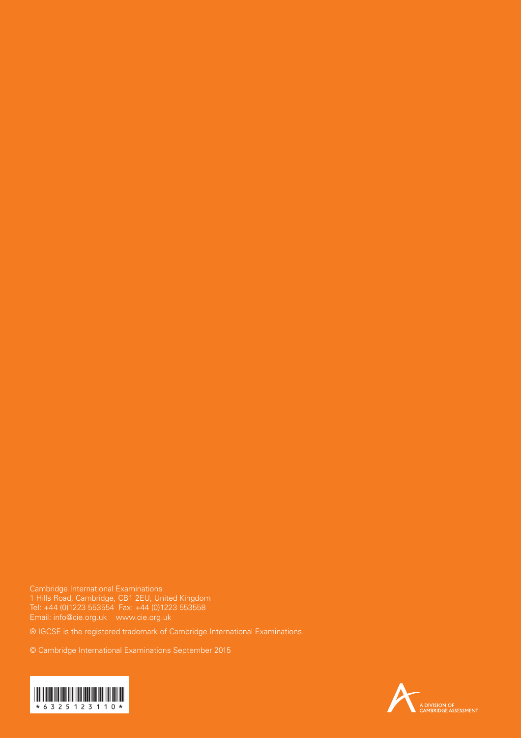Cambridge International Examinations
1 Hills Road, Cambridge, CB1 2EU, United Kingdom
Tel: +44 (0)1223 553554 Fax: +44 (0)1223 553558
Email: info@cie.org.uk www.cie.org.uk

® IGCSE is the registered trademark of Cambridge International Examinations.

© Cambridge International Examinations September 2015

*6325123110*

A DIVISION OF
CAMBRIDGE ASSESSMENT